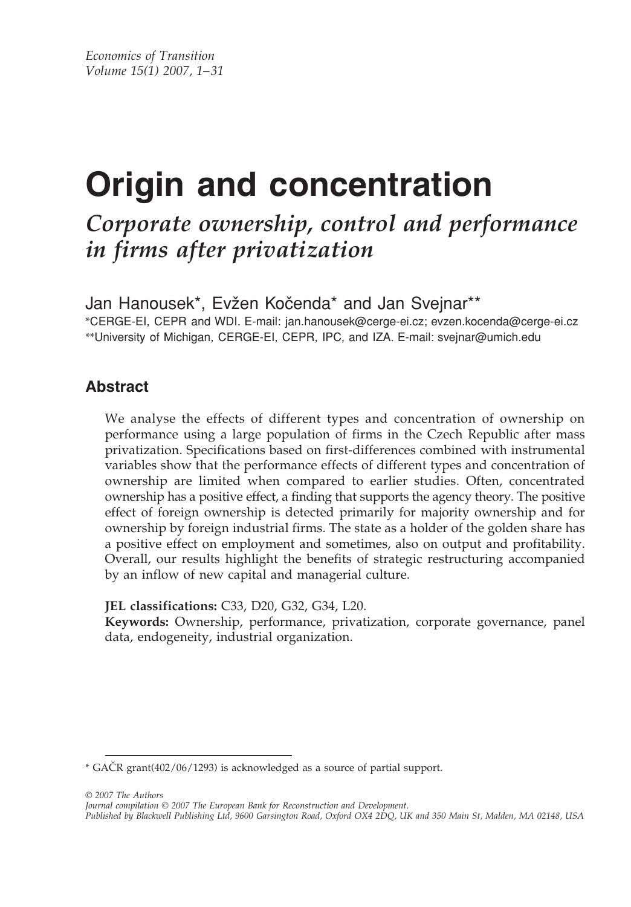# Origin and concentration

## *Corporate ownership, control and performance in firms after privatization*

Jan Hanousek*, Evžen Kočenda* and Jan Svejnar**

*CERGE-EI, CEPR and WDI. E-mail: jan.hanousek@cerge-ei.cz; evzen.kocenda@cerge-ei.cz
**University of Michigan, CERGE-EI, CEPR, IPC, and IZA. E-mail: svejnar@umich.edu

### Abstract

We analyse the effects of different types and concentration of ownership on performance using a large population of firms in the Czech Republic after mass privatization. Specifications based on first-differences combined with instrumental variables show that the performance effects of different types and concentration of ownership are limited when compared to earlier studies. Often, concentrated ownership has a positive effect, a finding that supports the agency theory. The positive effect of foreign ownership is detected primarily for majority ownership and for ownership by foreign industrial firms. The state as a holder of the golden share has a positive effect on employment and sometimes, also on output and profitability. Overall, our results highlight the benefits of strategic restructuring accompanied by an inflow of new capital and managerial culture.

**JEL classifications:** C33, D20, G32, G34, L20.
**Keywords:** Ownership, performance, privatization, corporate governance, panel data, endogeneity, industrial organization.

* GAČR grant(402/06/1293) is acknowledged as a source of partial support.

*© 2007 The Authors*
*Journal compilation © 2007 The European Bank for Reconstruction and Development.*
*Published by Blackwell Publishing Ltd, 9600 Garsington Road, Oxford OX4 2DQ, UK and 350 Main St, Malden, MA 02148, USA*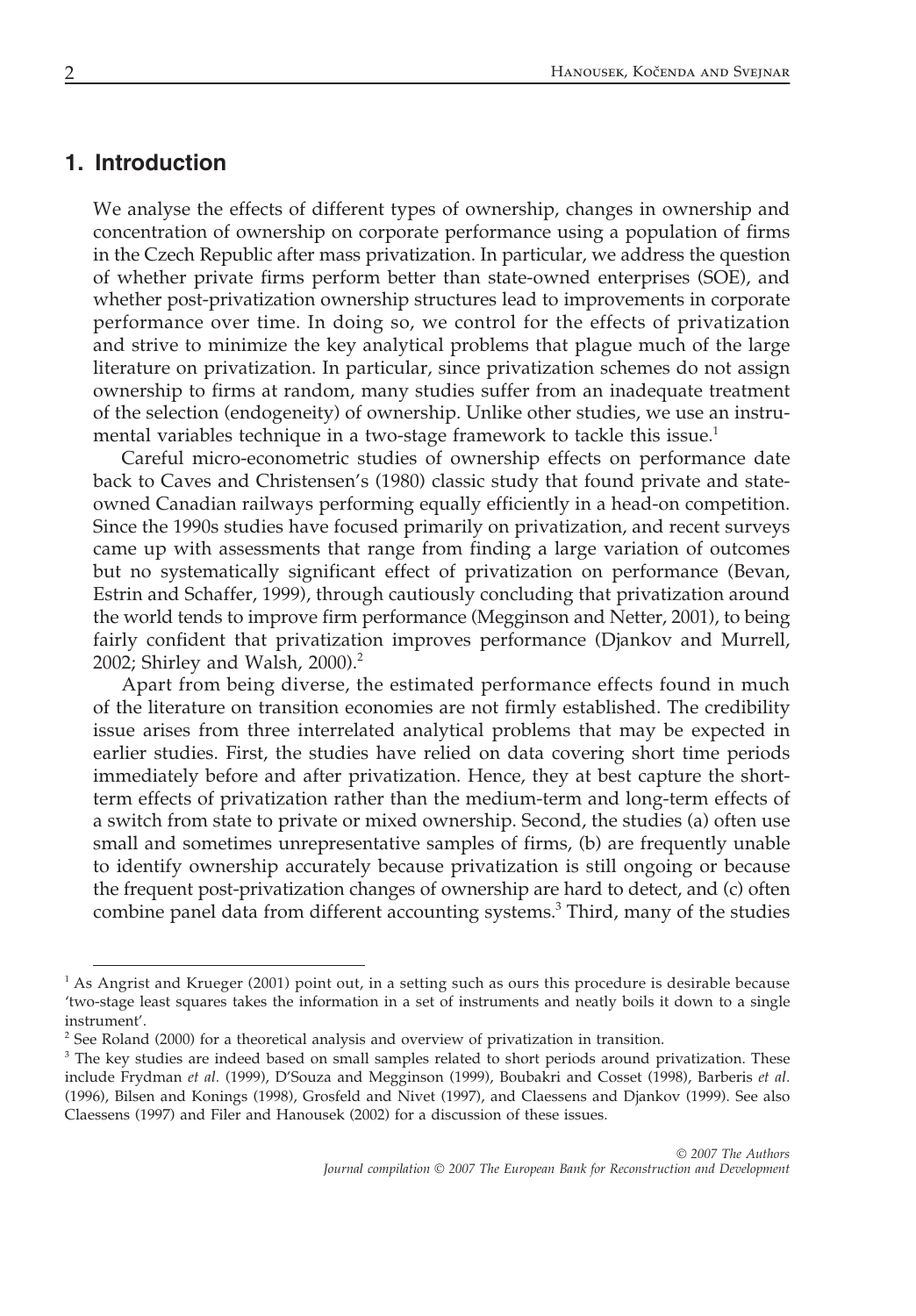## 1. Introduction

We analyse the effects of different types of ownership, changes in ownership and concentration of ownership on corporate performance using a population of firms in the Czech Republic after mass privatization. In particular, we address the question of whether private firms perform better than state-owned enterprises (SOE), and whether post-privatization ownership structures lead to improvements in corporate performance over time. In doing so, we control for the effects of privatization and strive to minimize the key analytical problems that plague much of the large literature on privatization. In particular, since privatization schemes do not assign ownership to firms at random, many studies suffer from an inadequate treatment of the selection (endogeneity) of ownership. Unlike other studies, we use an instrumental variables technique in a two-stage framework to tackle this issue.[1]

Careful micro-econometric studies of ownership effects on performance date back to Caves and Christensen's (1980) classic study that found private and state-owned Canadian railways performing equally efficiently in a head-on competition. Since the 1990s studies have focused primarily on privatization, and recent surveys came up with assessments that range from finding a large variation of outcomes but no systematically significant effect of privatization on performance (Bevan, Estrin and Schaffer, 1999), through cautiously concluding that privatization around the world tends to improve firm performance (Megginson and Netter, 2001), to being fairly confident that privatization improves performance (Djankov and Murrell, 2002; Shirley and Walsh, 2000).[2]

Apart from being diverse, the estimated performance effects found in much of the literature on transition economies are not firmly established. The credibility issue arises from three interrelated analytical problems that may be expected in earlier studies. First, the studies have relied on data covering short time periods immediately before and after privatization. Hence, they at best capture the short-term effects of privatization rather than the medium-term and long-term effects of a switch from state to private or mixed ownership. Second, the studies (a) often use small and sometimes unrepresentative samples of firms, (b) are frequently unable to identify ownership accurately because privatization is still ongoing or because the frequent post-privatization changes of ownership are hard to detect, and (c) often combine panel data from different accounting systems.[3] Third, many of the studies

---

[1] As Angrist and Krueger (2001) point out, in a setting such as ours this procedure is desirable because 'two-stage least squares takes the information in a set of instruments and neatly boils it down to a single instrument'.

[2] See Roland (2000) for a theoretical analysis and overview of privatization in transition.

[3] The key studies are indeed based on small samples related to short periods around privatization. These include Frydman *et al.* (1999), D'Souza and Megginson (1999), Boubakri and Cosset (1998), Barberis *et al.* (1996), Bilsen and Konings (1998), Grosfeld and Nivet (1997), and Claessens and Djankov (1999). See also Claessens (1997) and Filer and Hanousek (2002) for a discussion of these issues.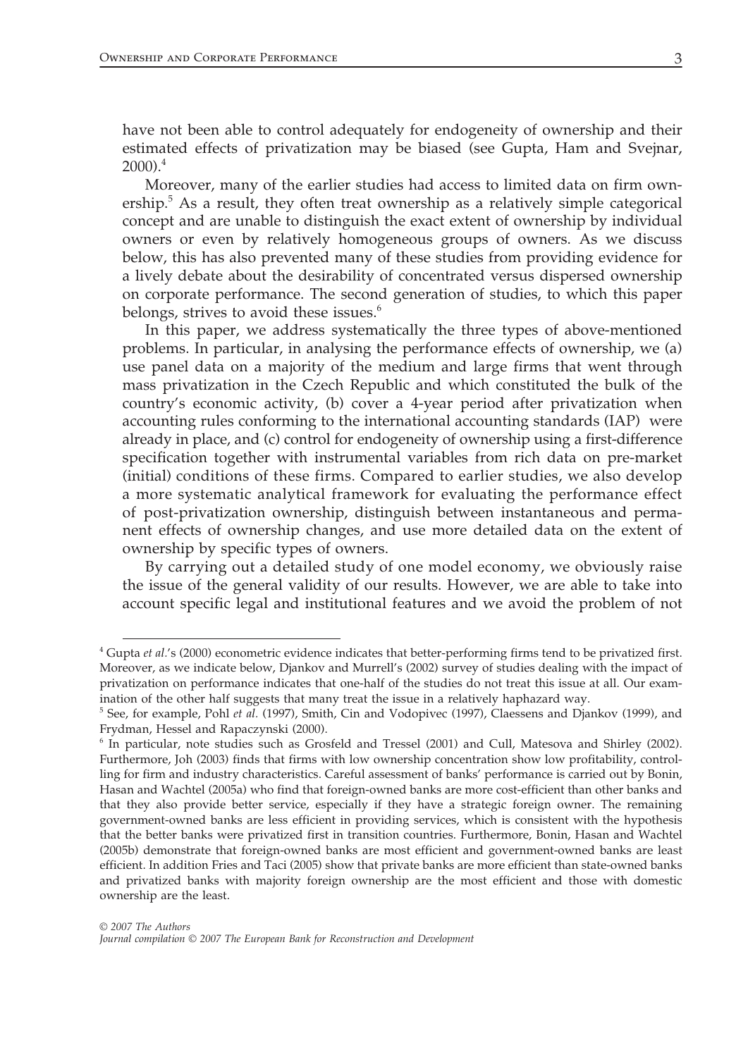have not been able to control adequately for endogeneity of ownership and their estimated effects of privatization may be biased (see Gupta, Ham and Svejnar, 2000).[4]

Moreover, many of the earlier studies had access to limited data on firm ownership.[5] As a result, they often treat ownership as a relatively simple categorical concept and are unable to distinguish the exact extent of ownership by individual owners or even by relatively homogeneous groups of owners. As we discuss below, this has also prevented many of these studies from providing evidence for a lively debate about the desirability of concentrated versus dispersed ownership on corporate performance. The second generation of studies, to which this paper belongs, strives to avoid these issues.[6]

In this paper, we address systematically the three types of above-mentioned problems. In particular, in analysing the performance effects of ownership, we (a) use panel data on a majority of the medium and large firms that went through mass privatization in the Czech Republic and which constituted the bulk of the country's economic activity, (b) cover a 4-year period after privatization when accounting rules conforming to the international accounting standards (IAP) were already in place, and (c) control for endogeneity of ownership using a first-difference specification together with instrumental variables from rich data on pre-market (initial) conditions of these firms. Compared to earlier studies, we also develop a more systematic analytical framework for evaluating the performance effect of post-privatization ownership, distinguish between instantaneous and permanent effects of ownership changes, and use more detailed data on the extent of ownership by specific types of owners.

By carrying out a detailed study of one model economy, we obviously raise the issue of the general validity of our results. However, we are able to take into account specific legal and institutional features and we avoid the problem of not

---

[4] Gupta *et al.*'s (2000) econometric evidence indicates that better-performing firms tend to be privatized first. Moreover, as we indicate below, Djankov and Murrell's (2002) survey of studies dealing with the impact of privatization on performance indicates that one-half of the studies do not treat this issue at all. Our examination of the other half suggests that many treat the issue in a relatively haphazard way.

[5] See, for example, Pohl *et al.* (1997), Smith, Cin and Vodopivec (1997), Claessens and Djankov (1999), and Frydman, Hessel and Rapaczynski (2000).

[6] In particular, note studies such as Grosfeld and Tressel (2001) and Cull, Matesova and Shirley (2002). Furthermore, Joh (2003) finds that firms with low ownership concentration show low profitability, controlling for firm and industry characteristics. Careful assessment of banks' performance is carried out by Bonin, Hasan and Wachtel (2005a) who find that foreign-owned banks are more cost-efficient than other banks and that they also provide better service, especially if they have a strategic foreign owner. The remaining government-owned banks are less efficient in providing services, which is consistent with the hypothesis that the better banks were privatized first in transition countries. Furthermore, Bonin, Hasan and Wachtel (2005b) demonstrate that foreign-owned banks are most efficient and government-owned banks are least efficient. In addition Fries and Taci (2005) show that private banks are more efficient than state-owned banks and privatized banks with majority foreign ownership are the most efficient and those with domestic ownership are the least.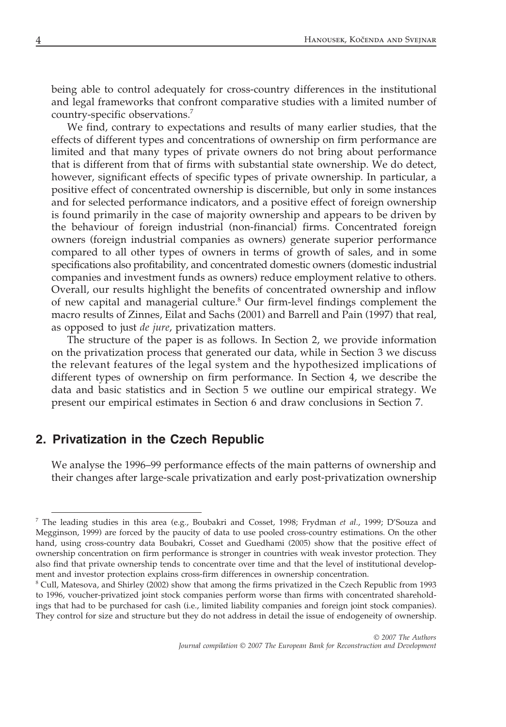being able to control adequately for cross-country differences in the institutional and legal frameworks that confront comparative studies with a limited number of country-specific observations.[7]

We find, contrary to expectations and results of many earlier studies, that the effects of different types and concentrations of ownership on firm performance are limited and that many types of private owners do not bring about performance that is different from that of firms with substantial state ownership. We do detect, however, significant effects of specific types of private ownership. In particular, a positive effect of concentrated ownership is discernible, but only in some instances and for selected performance indicators, and a positive effect of foreign ownership is found primarily in the case of majority ownership and appears to be driven by the behaviour of foreign industrial (non-financial) firms. Concentrated foreign owners (foreign industrial companies as owners) generate superior performance compared to all other types of owners in terms of growth of sales, and in some specifications also profitability, and concentrated domestic owners (domestic industrial companies and investment funds as owners) reduce employment relative to others. Overall, our results highlight the benefits of concentrated ownership and inflow of new capital and managerial culture.[8] Our firm-level findings complement the macro results of Zinnes, Eilat and Sachs (2001) and Barrell and Pain (1997) that real, as opposed to just *de jure*, privatization matters.

The structure of the paper is as follows. In Section 2, we provide information on the privatization process that generated our data, while in Section 3 we discuss the relevant features of the legal system and the hypothesized implications of different types of ownership on firm performance. In Section 4, we describe the data and basic statistics and in Section 5 we outline our empirical strategy. We present our empirical estimates in Section 6 and draw conclusions in Section 7.

## 2. Privatization in the Czech Republic

We analyse the 1996–99 performance effects of the main patterns of ownership and their changes after large-scale privatization and early post-privatization ownership

---

[7] The leading studies in this area (e.g., Boubakri and Cosset, 1998; Frydman *et al.*, 1999; D'Souza and Megginson, 1999) are forced by the paucity of data to use pooled cross-country estimations. On the other hand, using cross-country data Boubakri, Cosset and Guedhami (2005) show that the positive effect of ownership concentration on firm performance is stronger in countries with weak investor protection. They also find that private ownership tends to concentrate over time and that the level of institutional development and investor protection explains cross-firm differences in ownership concentration.

[8] Cull, Matesova, and Shirley (2002) show that among the firms privatized in the Czech Republic from 1993 to 1996, voucher-privatized joint stock companies perform worse than firms with concentrated shareholdings that had to be purchased for cash (i.e., limited liability companies and foreign joint stock companies). They control for size and structure but they do not address in detail the issue of endogeneity of ownership.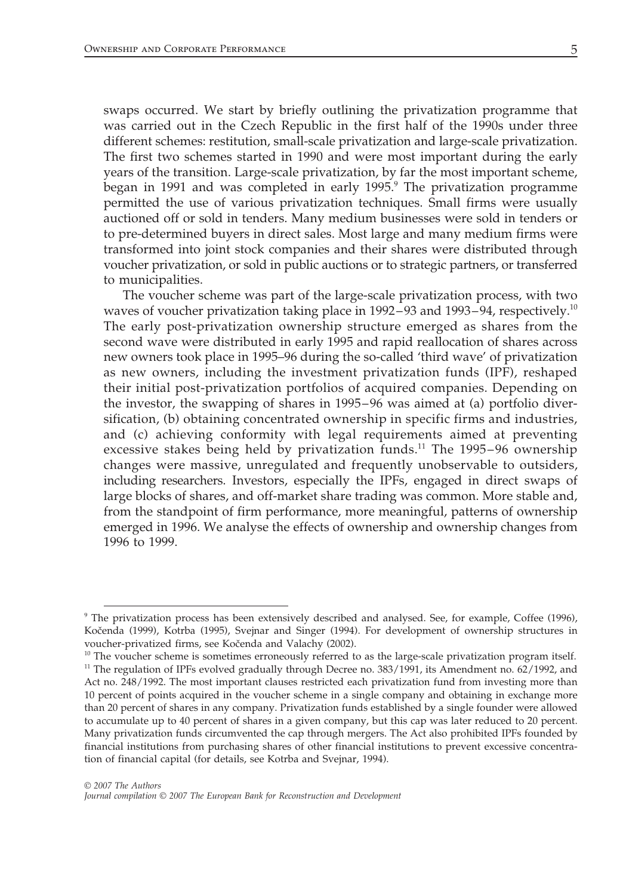swaps occurred. We start by briefly outlining the privatization programme that was carried out in the Czech Republic in the first half of the 1990s under three different schemes: restitution, small-scale privatization and large-scale privatization. The first two schemes started in 1990 and were most important during the early years of the transition. Large-scale privatization, by far the most important scheme, began in 1991 and was completed in early 1995.[9] The privatization programme permitted the use of various privatization techniques. Small firms were usually auctioned off or sold in tenders. Many medium businesses were sold in tenders or to pre-determined buyers in direct sales. Most large and many medium firms were transformed into joint stock companies and their shares were distributed through voucher privatization, or sold in public auctions or to strategic partners, or transferred to municipalities.

The voucher scheme was part of the large-scale privatization process, with two waves of voucher privatization taking place in 1992–93 and 1993–94, respectively.[10] The early post-privatization ownership structure emerged as shares from the second wave were distributed in early 1995 and rapid reallocation of shares across new owners took place in 1995–96 during the so-called 'third wave' of privatization as new owners, including the investment privatization funds (IPF), reshaped their initial post-privatization portfolios of acquired companies. Depending on the investor, the swapping of shares in 1995–96 was aimed at (a) portfolio diversification, (b) obtaining concentrated ownership in specific firms and industries, and (c) achieving conformity with legal requirements aimed at preventing excessive stakes being held by privatization funds.[11] The 1995–96 ownership changes were massive, unregulated and frequently unobservable to outsiders, including researchers. Investors, especially the IPFs, engaged in direct swaps of large blocks of shares, and off-market share trading was common. More stable and, from the standpoint of firm performance, more meaningful, patterns of ownership emerged in 1996. We analyse the effects of ownership and ownership changes from 1996 to 1999.

[9] The privatization process has been extensively described and analysed. See, for example, Coffee (1996), Kočenda (1999), Kotrba (1995), Svejnar and Singer (1994). For development of ownership structures in voucher-privatized firms, see Kočenda and Valachy (2002).

[10] The voucher scheme is sometimes erroneously referred to as the large-scale privatization program itself.

[11] The regulation of IPFs evolved gradually through Decree no. 383/1991, its Amendment no. 62/1992, and Act no. 248/1992. The most important clauses restricted each privatization fund from investing more than 10 percent of points acquired in the voucher scheme in a single company and obtaining in exchange more than 20 percent of shares in any company. Privatization funds established by a single founder were allowed to accumulate up to 40 percent of shares in a given company, but this cap was later reduced to 20 percent. Many privatization funds circumvented the cap through mergers. The Act also prohibited IPFs founded by financial institutions from purchasing shares of other financial institutions to prevent excessive concentration of financial capital (for details, see Kotrba and Svejnar, 1994).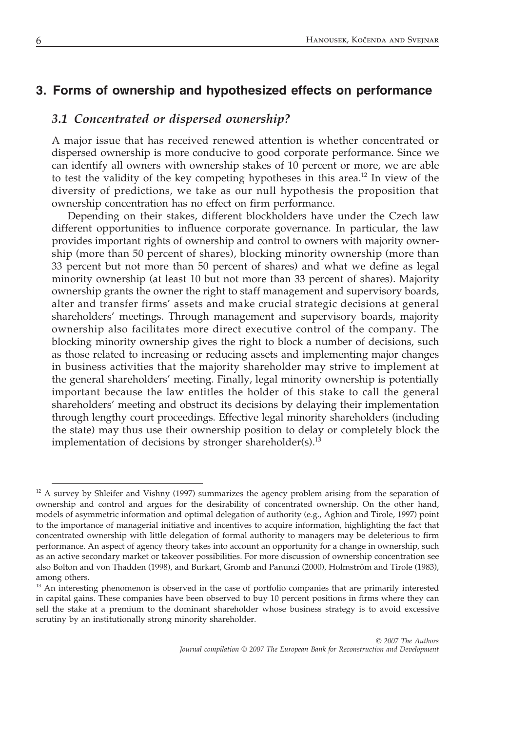## 3. Forms of ownership and hypothesized effects on performance

### *3.1 Concentrated or dispersed ownership?*

A major issue that has received renewed attention is whether concentrated or dispersed ownership is more conducive to good corporate performance. Since we can identify all owners with ownership stakes of 10 percent or more, we are able to test the validity of the key competing hypotheses in this area.[12] In view of the diversity of predictions, we take as our null hypothesis the proposition that ownership concentration has no effect on firm performance.

Depending on their stakes, different blockholders have under the Czech law different opportunities to influence corporate governance. In particular, the law provides important rights of ownership and control to owners with majority ownership (more than 50 percent of shares), blocking minority ownership (more than 33 percent but not more than 50 percent of shares) and what we define as legal minority ownership (at least 10 but not more than 33 percent of shares). Majority ownership grants the owner the right to staff management and supervisory boards, alter and transfer firms' assets and make crucial strategic decisions at general shareholders' meetings. Through management and supervisory boards, majority ownership also facilitates more direct executive control of the company. The blocking minority ownership gives the right to block a number of decisions, such as those related to increasing or reducing assets and implementing major changes in business activities that the majority shareholder may strive to implement at the general shareholders' meeting. Finally, legal minority ownership is potentially important because the law entitles the holder of this stake to call the general shareholders' meeting and obstruct its decisions by delaying their implementation through lengthy court proceedings. Effective legal minority shareholders (including the state) may thus use their ownership position to delay or completely block the implementation of decisions by stronger shareholder(s).[13]

---

[12] A survey by Shleifer and Vishny (1997) summarizes the agency problem arising from the separation of ownership and control and argues for the desirability of concentrated ownership. On the other hand, models of asymmetric information and optimal delegation of authority (e.g., Aghion and Tirole, 1997) point to the importance of managerial initiative and incentives to acquire information, highlighting the fact that concentrated ownership with little delegation of formal authority to managers may be deleterious to firm performance. An aspect of agency theory takes into account an opportunity for a change in ownership, such as an active secondary market or takeover possibilities. For more discussion of ownership concentration see also Bolton and von Thadden (1998), and Burkart, Gromb and Panunzi (2000), Holmström and Tirole (1983), among others.

[13] An interesting phenomenon is observed in the case of portfolio companies that are primarily interested in capital gains. These companies have been observed to buy 10 percent positions in firms where they can sell the stake at a premium to the dominant shareholder whose business strategy is to avoid excessive scrutiny by an institutionally strong minority shareholder.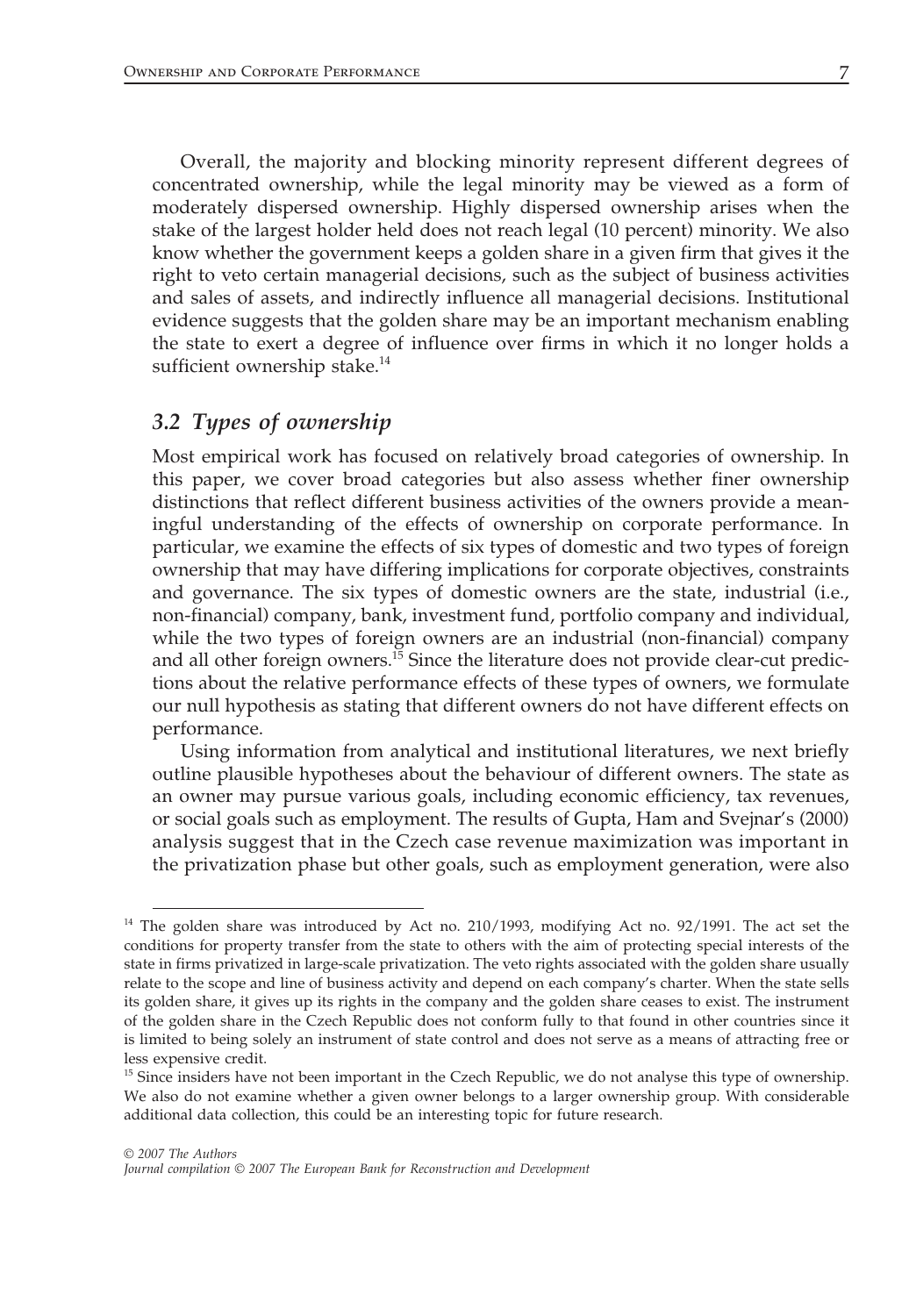Overall, the majority and blocking minority represent different degrees of concentrated ownership, while the legal minority may be viewed as a form of moderately dispersed ownership. Highly dispersed ownership arises when the stake of the largest holder held does not reach legal (10 percent) minority. We also know whether the government keeps a golden share in a given firm that gives it the right to veto certain managerial decisions, such as the subject of business activities and sales of assets, and indirectly influence all managerial decisions. Institutional evidence suggests that the golden share may be an important mechanism enabling the state to exert a degree of influence over firms in which it no longer holds a sufficient ownership stake.[14]

### *3.2 Types of ownership*

Most empirical work has focused on relatively broad categories of ownership. In this paper, we cover broad categories but also assess whether finer ownership distinctions that reflect different business activities of the owners provide a meaningful understanding of the effects of ownership on corporate performance. In particular, we examine the effects of six types of domestic and two types of foreign ownership that may have differing implications for corporate objectives, constraints and governance. The six types of domestic owners are the state, industrial (i.e., non-financial) company, bank, investment fund, portfolio company and individual, while the two types of foreign owners are an industrial (non-financial) company and all other foreign owners.[15] Since the literature does not provide clear-cut predictions about the relative performance effects of these types of owners, we formulate our null hypothesis as stating that different owners do not have different effects on performance.

Using information from analytical and institutional literatures, we next briefly outline plausible hypotheses about the behaviour of different owners. The state as an owner may pursue various goals, including economic efficiency, tax revenues, or social goals such as employment. The results of Gupta, Ham and Svejnar's (2000) analysis suggest that in the Czech case revenue maximization was important in the privatization phase but other goals, such as employment generation, were also

[14] The golden share was introduced by Act no. 210/1993, modifying Act no. 92/1991. The act set the conditions for property transfer from the state to others with the aim of protecting special interests of the state in firms privatized in large-scale privatization. The veto rights associated with the golden share usually relate to the scope and line of business activity and depend on each company's charter. When the state sells its golden share, it gives up its rights in the company and the golden share ceases to exist. The instrument of the golden share in the Czech Republic does not conform fully to that found in other countries since it is limited to being solely an instrument of state control and does not serve as a means of attracting free or less expensive credit.

[15] Since insiders have not been important in the Czech Republic, we do not analyse this type of ownership. We also do not examine whether a given owner belongs to a larger ownership group. With considerable additional data collection, this could be an interesting topic for future research.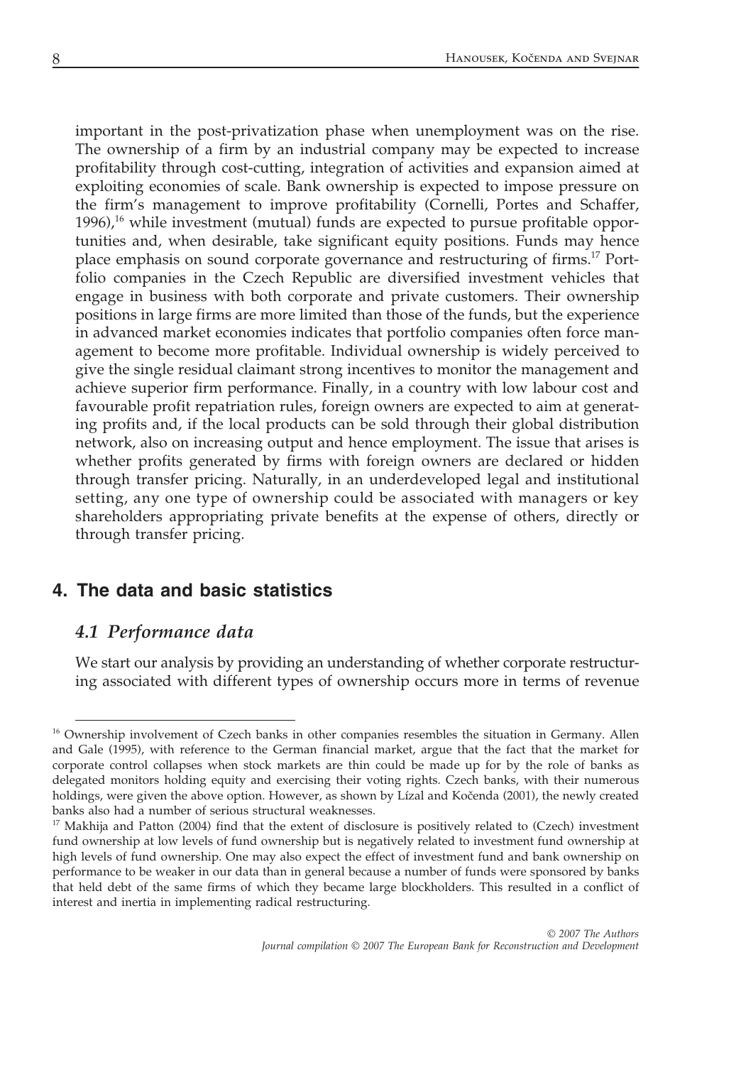important in the post-privatization phase when unemployment was on the rise. The ownership of a firm by an industrial company may be expected to increase profitability through cost-cutting, integration of activities and expansion aimed at exploiting economies of scale. Bank ownership is expected to impose pressure on the firm's management to improve profitability (Cornelli, Portes and Schaffer, 1996),[16] while investment (mutual) funds are expected to pursue profitable opportunities and, when desirable, take significant equity positions. Funds may hence place emphasis on sound corporate governance and restructuring of firms.[17] Portfolio companies in the Czech Republic are diversified investment vehicles that engage in business with both corporate and private customers. Their ownership positions in large firms are more limited than those of the funds, but the experience in advanced market economies indicates that portfolio companies often force management to become more profitable. Individual ownership is widely perceived to give the single residual claimant strong incentives to monitor the management and achieve superior firm performance. Finally, in a country with low labour cost and favourable profit repatriation rules, foreign owners are expected to aim at generating profits and, if the local products can be sold through their global distribution network, also on increasing output and hence employment. The issue that arises is whether profits generated by firms with foreign owners are declared or hidden through transfer pricing. Naturally, in an underdeveloped legal and institutional setting, any one type of ownership could be associated with managers or key shareholders appropriating private benefits at the expense of others, directly or through transfer pricing.

## 4. The data and basic statistics

### *4.1 Performance data*

We start our analysis by providing an understanding of whether corporate restructuring associated with different types of ownership occurs more in terms of revenue

---

[16] Ownership involvement of Czech banks in other companies resembles the situation in Germany. Allen and Gale (1995), with reference to the German financial market, argue that the fact that the market for corporate control collapses when stock markets are thin could be made up for by the role of banks as delegated monitors holding equity and exercising their voting rights. Czech banks, with their numerous holdings, were given the above option. However, as shown by Lízal and Kočenda (2001), the newly created banks also had a number of serious structural weaknesses.

[17] Makhija and Patton (2004) find that the extent of disclosure is positively related to (Czech) investment fund ownership at low levels of fund ownership but is negatively related to investment fund ownership at high levels of fund ownership. One may also expect the effect of investment fund and bank ownership on performance to be weaker in our data than in general because a number of funds were sponsored by banks that held debt of the same firms of which they became large blockholders. This resulted in a conflict of interest and inertia in implementing radical restructuring.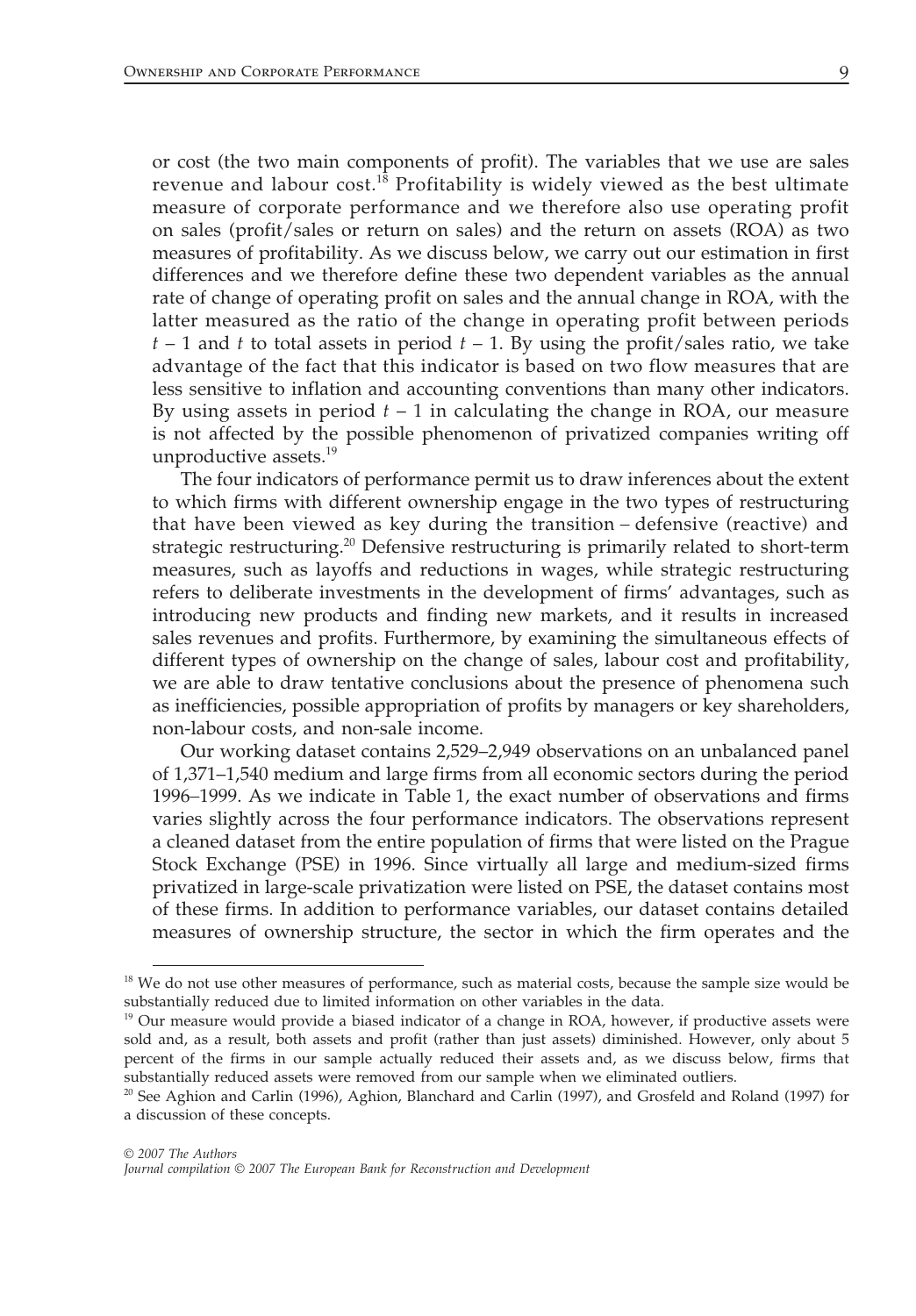or cost (the two main components of profit). The variables that we use are sales revenue and labour cost.[18] Profitability is widely viewed as the best ultimate measure of corporate performance and we therefore also use operating profit on sales (profit/sales or return on sales) and the return on assets (ROA) as two measures of profitability. As we discuss below, we carry out our estimation in first differences and we therefore define these two dependent variables as the annual rate of change of operating profit on sales and the annual change in ROA, with the latter measured as the ratio of the change in operating profit between periods $t - 1$ and $t$ to total assets in period $t - 1$. By using the profit/sales ratio, we take advantage of the fact that this indicator is based on two flow measures that are less sensitive to inflation and accounting conventions than many other indicators. By using assets in period $t - 1$ in calculating the change in ROA, our measure is not affected by the possible phenomenon of privatized companies writing off unproductive assets.[19]

The four indicators of performance permit us to draw inferences about the extent to which firms with different ownership engage in the two types of restructuring that have been viewed as key during the transition – defensive (reactive) and strategic restructuring.[20] Defensive restructuring is primarily related to short-term measures, such as layoffs and reductions in wages, while strategic restructuring refers to deliberate investments in the development of firms' advantages, such as introducing new products and finding new markets, and it results in increased sales revenues and profits. Furthermore, by examining the simultaneous effects of different types of ownership on the change of sales, labour cost and profitability, we are able to draw tentative conclusions about the presence of phenomena such as inefficiencies, possible appropriation of profits by managers or key shareholders, non-labour costs, and non-sale income.

Our working dataset contains 2,529–2,949 observations on an unbalanced panel of 1,371–1,540 medium and large firms from all economic sectors during the period 1996–1999. As we indicate in Table 1, the exact number of observations and firms varies slightly across the four performance indicators. The observations represent a cleaned dataset from the entire population of firms that were listed on the Prague Stock Exchange (PSE) in 1996. Since virtually all large and medium-sized firms privatized in large-scale privatization were listed on PSE, the dataset contains most of these firms. In addition to performance variables, our dataset contains detailed measures of ownership structure, the sector in which the firm operates and the

---

[18] We do not use other measures of performance, such as material costs, because the sample size would be substantially reduced due to limited information on other variables in the data.

[19] Our measure would provide a biased indicator of a change in ROA, however, if productive assets were sold and, as a result, both assets and profit (rather than just assets) diminished. However, only about 5 percent of the firms in our sample actually reduced their assets and, as we discuss below, firms that substantially reduced assets were removed from our sample when we eliminated outliers.

[20] See Aghion and Carlin (1996), Aghion, Blanchard and Carlin (1997), and Grosfeld and Roland (1997) for a discussion of these concepts.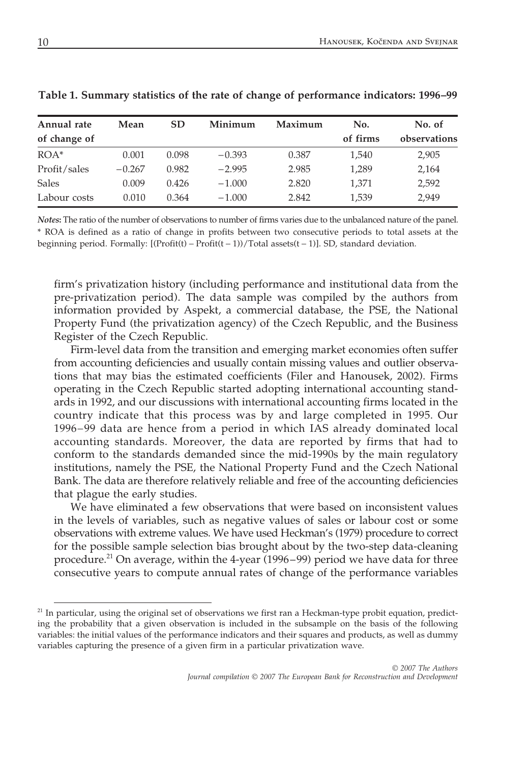**Table 1. Summary statistics of the rate of change of performance indicators: 1996–99**

| Annual rate of change of | Mean | SD | Minimum | Maximum | No. of firms | No. of observations |
|---|---|---|---|---|---|---|
| ROA* | 0.001 | 0.098 | −0.393 | 0.387 | 1,540 | 2,905 |
| Profit/sales | −0.267 | 0.982 | −2.995 | 2.985 | 1,289 | 2,164 |
| Sales | 0.009 | 0.426 | −1.000 | 2.820 | 1,371 | 2,592 |
| Labour costs | 0.010 | 0.364 | −1.000 | 2.842 | 1,539 | 2,949 |

*Notes***:** The ratio of the number of observations to number of firms varies due to the unbalanced nature of the panel.
* ROA is defined as a ratio of change in profits between two consecutive periods to total assets at the beginning period. Formally: [(Profit(t) – Profit(t – 1))/Total assets(t – 1)]. SD, standard deviation.

firm's privatization history (including performance and institutional data from the pre-privatization period). The data sample was compiled by the authors from information provided by Aspekt, a commercial database, the PSE, the National Property Fund (the privatization agency) of the Czech Republic, and the Business Register of the Czech Republic.

Firm-level data from the transition and emerging market economies often suffer from accounting deficiencies and usually contain missing values and outlier observations that may bias the estimated coefficients (Filer and Hanousek, 2002). Firms operating in the Czech Republic started adopting international accounting standards in 1992, and our discussions with international accounting firms located in the country indicate that this process was by and large completed in 1995. Our 1996–99 data are hence from a period in which IAS already dominated local accounting standards. Moreover, the data are reported by firms that had to conform to the standards demanded since the mid-1990s by the main regulatory institutions, namely the PSE, the National Property Fund and the Czech National Bank. The data are therefore relatively reliable and free of the accounting deficiencies that plague the early studies.

We have eliminated a few observations that were based on inconsistent values in the levels of variables, such as negative values of sales or labour cost or some observations with extreme values. We have used Heckman's (1979) procedure to correct for the possible sample selection bias brought about by the two-step data-cleaning procedure.[21] On average, within the 4-year (1996–99) period we have data for three consecutive years to compute annual rates of change of the performance variables

[21] In particular, using the original set of observations we first ran a Heckman-type probit equation, predicting the probability that a given observation is included in the subsample on the basis of the following variables: the initial values of the performance indicators and their squares and products, as well as dummy variables capturing the presence of a given firm in a particular privatization wave.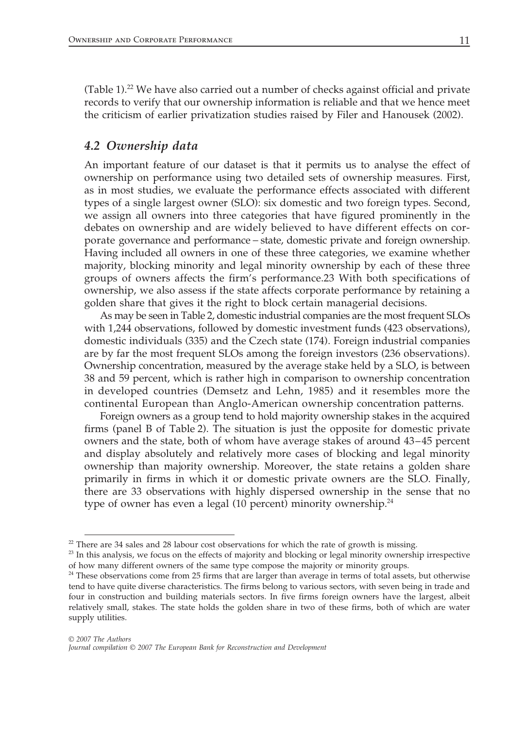(Table 1).[22] We have also carried out a number of checks against official and private records to verify that our ownership information is reliable and that we hence meet the criticism of earlier privatization studies raised by Filer and Hanousek (2002).

## *4.2 Ownership data*

An important feature of our dataset is that it permits us to analyse the effect of ownership on performance using two detailed sets of ownership measures. First, as in most studies, we evaluate the performance effects associated with different types of a single largest owner (SLO): six domestic and two foreign types. Second, we assign all owners into three categories that have figured prominently in the debates on ownership and are widely believed to have different effects on corporate governance and performance – state, domestic private and foreign ownership. Having included all owners in one of these three categories, we examine whether majority, blocking minority and legal minority ownership by each of these three groups of owners affects the firm's performance.23 With both specifications of ownership, we also assess if the state affects corporate performance by retaining a golden share that gives it the right to block certain managerial decisions.

As may be seen in Table 2, domestic industrial companies are the most frequent SLOs with 1,244 observations, followed by domestic investment funds (423 observations), domestic individuals (335) and the Czech state (174). Foreign industrial companies are by far the most frequent SLOs among the foreign investors (236 observations). Ownership concentration, measured by the average stake held by a SLO, is between 38 and 59 percent, which is rather high in comparison to ownership concentration in developed countries (Demsetz and Lehn, 1985) and it resembles more the continental European than Anglo-American ownership concentration patterns.

Foreign owners as a group tend to hold majority ownership stakes in the acquired firms (panel B of Table 2). The situation is just the opposite for domestic private owners and the state, both of whom have average stakes of around 43–45 percent and display absolutely and relatively more cases of blocking and legal minority ownership than majority ownership. Moreover, the state retains a golden share primarily in firms in which it or domestic private owners are the SLO. Finally, there are 33 observations with highly dispersed ownership in the sense that no type of owner has even a legal (10 percent) minority ownership.[24]

---

[22] There are 34 sales and 28 labour cost observations for which the rate of growth is missing.

[23] In this analysis, we focus on the effects of majority and blocking or legal minority ownership irrespective of how many different owners of the same type compose the majority or minority groups.

[24] These observations come from 25 firms that are larger than average in terms of total assets, but otherwise tend to have quite diverse characteristics. The firms belong to various sectors, with seven being in trade and four in construction and building materials sectors. In five firms foreign owners have the largest, albeit relatively small, stakes. The state holds the golden share in two of these firms, both of which are water supply utilities.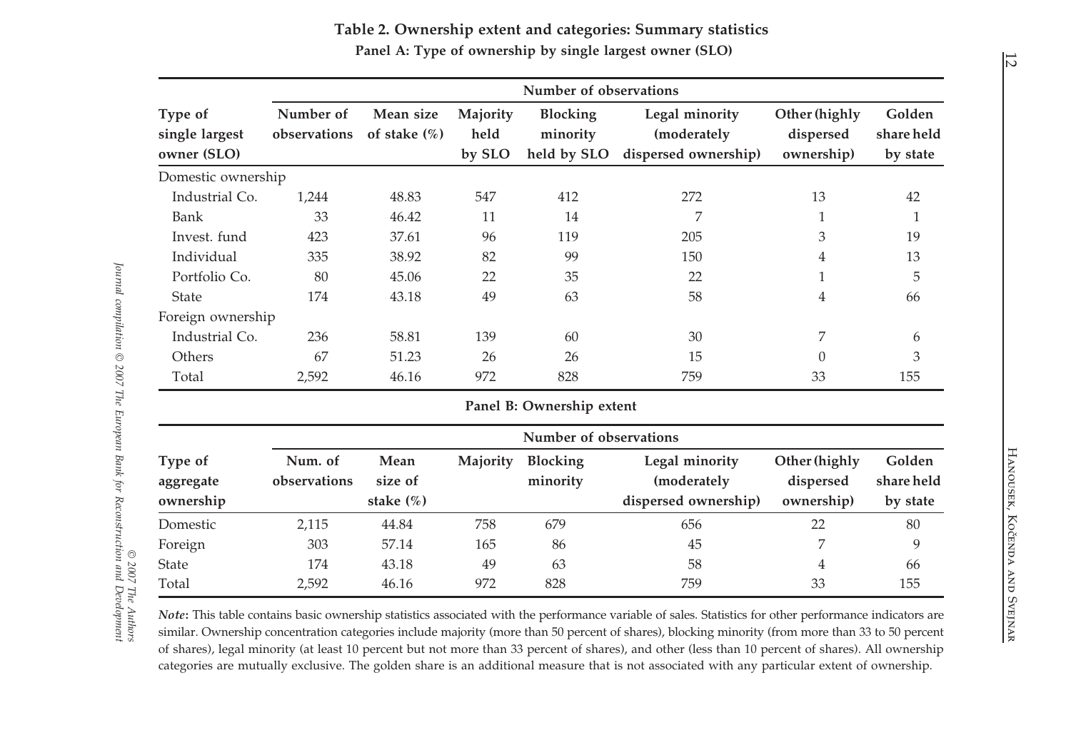## Table 2. Ownership extent and categories: Summary statistics

**Panel A: Type of ownership by single largest owner (SLO)**

| Type of single largest owner (SLO) | Number of observations | Mean size of stake (%) | Majority held by SLO | Blocking minority held by SLO | Legal minority (moderately dispersed ownership) | Other (highly dispersed ownership) | Golden share held by state |
|---|---|---|---|---|---|---|---|
| | | | Number of observations | | | | |
| Domestic ownership | | | | | | | |
| Industrial Co. | 1,244 | 48.83 | 547 | 412 | 272 | 13 | 42 |
| Bank | 33 | 46.42 | 11 | 14 | 7 | 1 | 1 |
| Invest. fund | 423 | 37.61 | 96 | 119 | 205 | 3 | 19 |
| Individual | 335 | 38.92 | 82 | 99 | 150 | 4 | 13 |
| Portfolio Co. | 80 | 45.06 | 22 | 35 | 22 | 1 | 5 |
| State | 174 | 43.18 | 49 | 63 | 58 | 4 | 66 |
| Foreign ownership | | | | | | | |
| Industrial Co. | 236 | 58.81 | 139 | 60 | 30 | 7 | 6 |
| Others | 67 | 51.23 | 26 | 26 | 15 | 0 | 3 |
| Total | 2,592 | 46.16 | 972 | 828 | 759 | 33 | 155 |

**Panel B: Ownership extent**

| Type of aggregate ownership | Num. of observations | Mean size of stake (%) | Majority | Blocking minority | Legal minority (moderately dispersed ownership) | Other (highly dispersed ownership) | Golden share held by state |
|---|---|---|---|---|---|---|---|
| | | | Number of observations | | | | |
| Domestic | 2,115 | 44.84 | 758 | 679 | 656 | 22 | 80 |
| Foreign | 303 | 57.14 | 165 | 86 | 45 | 7 | 9 |
| State | 174 | 43.18 | 49 | 63 | 58 | 4 | 66 |
| Total | 2,592 | 46.16 | 972 | 828 | 759 | 33 | 155 |

***Note*:** This table contains basic ownership statistics associated with the performance variable of sales. Statistics for other performance indicators are similar. Ownership concentration categories include majority (more than 50 percent of shares), blocking minority (from more than 33 to 50 percent of shares), legal minority (at least 10 percent but not more than 33 percent of shares), and other (less than 10 percent of shares). All ownership categories are mutually exclusive. The golden share is an additional measure that is not associated with any particular extent of ownership.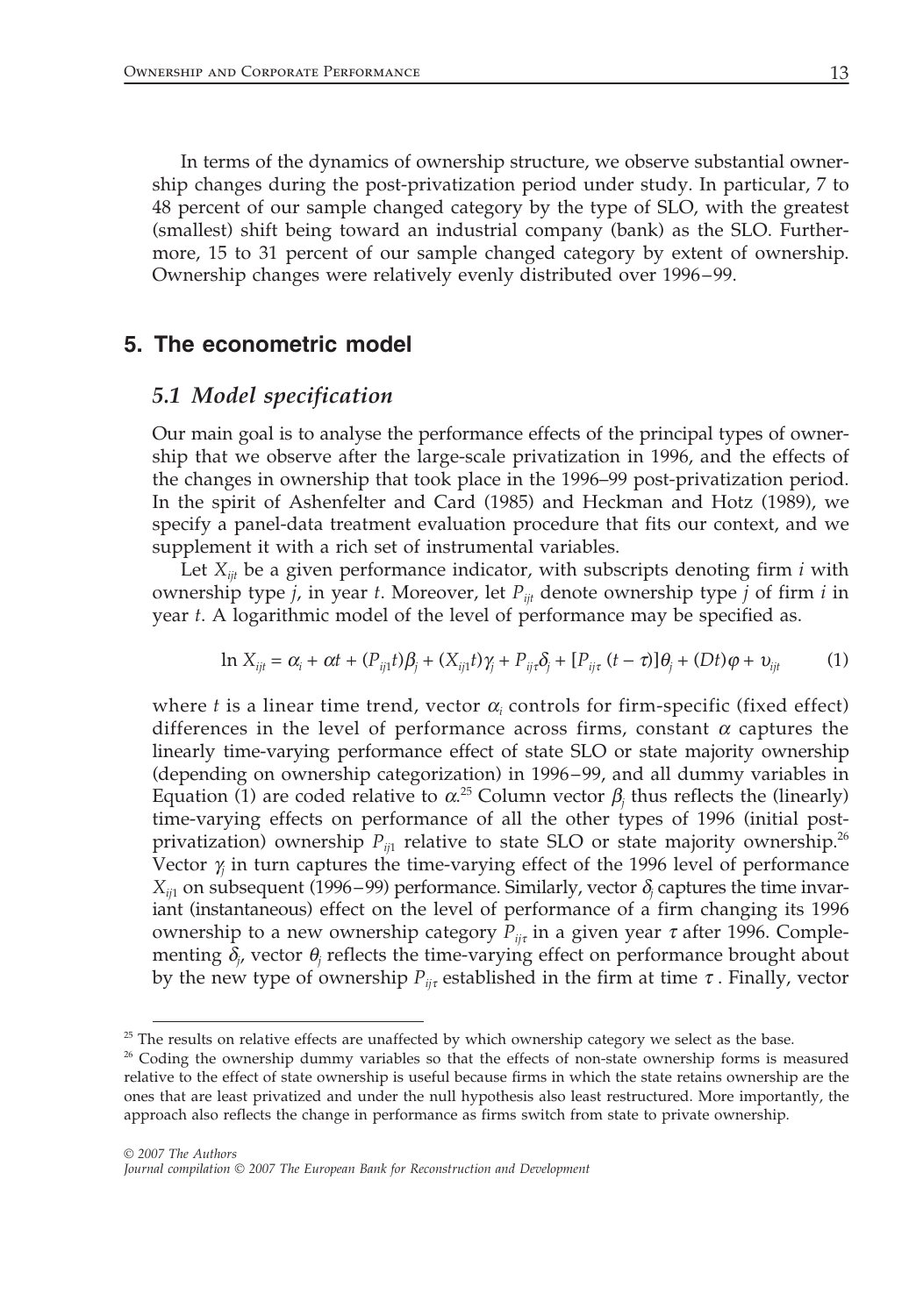In terms of the dynamics of ownership structure, we observe substantial ownership changes during the post-privatization period under study. In particular, 7 to 48 percent of our sample changed category by the type of SLO, with the greatest (smallest) shift being toward an industrial company (bank) as the SLO. Furthermore, 15 to 31 percent of our sample changed category by extent of ownership. Ownership changes were relatively evenly distributed over 1996–99.

## 5. The econometric model

### *5.1 Model specification*

Our main goal is to analyse the performance effects of the principal types of ownership that we observe after the large-scale privatization in 1996, and the effects of the changes in ownership that took place in the 1996–99 post-privatization period. In the spirit of Ashenfelter and Card (1985) and Heckman and Hotz (1989), we specify a panel-data treatment evaluation procedure that fits our context, and we supplement it with a rich set of instrumental variables.

Let $X_{ijt}$ be a given performance indicator, with subscripts denoting firm $i$ with ownership type $j$, in year $t$. Moreover, let $P_{ijt}$ denote ownership type $j$ of firm $i$ in year $t$. A logarithmic model of the level of performance may be specified as.

$$\ln X_{ijt} = \alpha_i + \alpha t + (P_{ij1}t)\beta_j + (X_{ij1}t)\gamma_j + P_{ij\tau}\delta_j + [P_{ij\tau}(t - \tau)]\theta_j + (Dt)\varphi + \upsilon_{ijt} \qquad (1)$$

where $t$ is a linear time trend, vector $\alpha_i$ controls for firm-specific (fixed effect) differences in the level of performance across firms, constant $\alpha$ captures the linearly time-varying performance effect of state SLO or state majority ownership (depending on ownership categorization) in 1996–99, and all dummy variables in Equation (1) are coded relative to $\alpha$.[25] Column vector $\beta_j$ thus reflects the (linearly) time-varying effects on performance of all the other types of 1996 (initial post-privatization) ownership $P_{ij1}$ relative to state SLO or state majority ownership.[26] Vector $\gamma_j$ in turn captures the time-varying effect of the 1996 level of performance $X_{ij1}$ on subsequent (1996–99) performance. Similarly, vector $\delta_j$ captures the time invariant (instantaneous) effect on the level of performance of a firm changing its 1996 ownership to a new ownership category $P_{ij\tau}$ in a given year $\tau$ after 1996. Complementing $\delta_j$, vector $\theta_j$ reflects the time-varying effect on performance brought about by the new type of ownership $P_{ij\tau}$ established in the firm at time $\tau$. Finally, vector

[25] The results on relative effects are unaffected by which ownership category we select as the base.

[26] Coding the ownership dummy variables so that the effects of non-state ownership forms is measured relative to the effect of state ownership is useful because firms in which the state retains ownership are the ones that are least privatized and under the null hypothesis also least restructured. More importantly, the approach also reflects the change in performance as firms switch from state to private ownership.

© 2007 The Authors
Journal compilation © 2007 The European Bank for Reconstruction and Development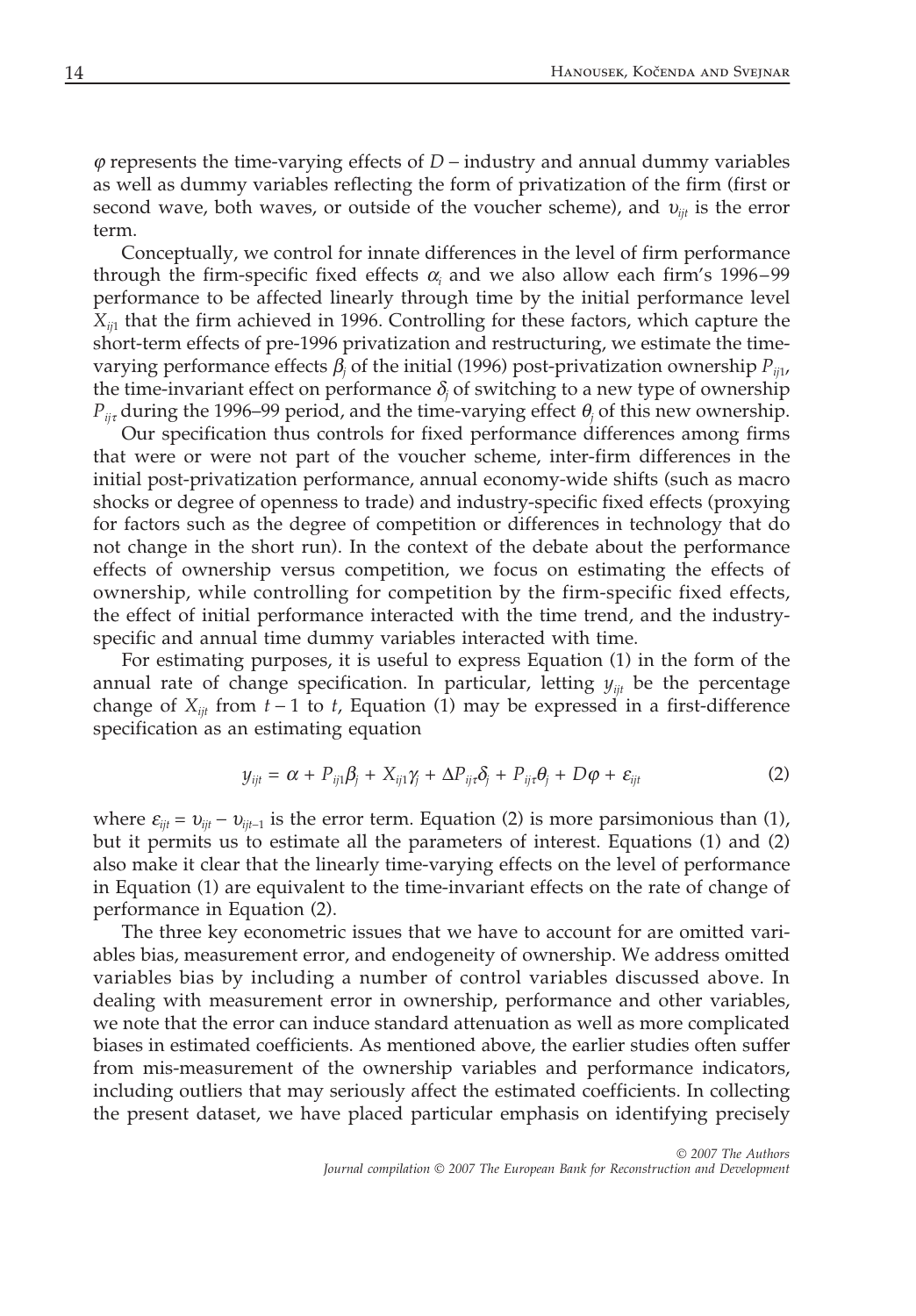$\varphi$ represents the time-varying effects of $D$ – industry and annual dummy variables as well as dummy variables reflecting the form of privatization of the firm (first or second wave, both waves, or outside of the voucher scheme), and $\upsilon_{ijt}$ is the error term.

Conceptually, we control for innate differences in the level of firm performance through the firm-specific fixed effects $\alpha_i$ and we also allow each firm's 1996–99 performance to be affected linearly through time by the initial performance level $X_{ij1}$ that the firm achieved in 1996. Controlling for these factors, which capture the short-term effects of pre-1996 privatization and restructuring, we estimate the time-varying performance effects $\beta_j$ of the initial (1996) post-privatization ownership $P_{ij1}$, the time-invariant effect on performance $\delta_j$ of switching to a new type of ownership $P_{ij\tau}$ during the 1996–99 period, and the time-varying effect $\theta_j$ of this new ownership.

Our specification thus controls for fixed performance differences among firms that were or were not part of the voucher scheme, inter-firm differences in the initial post-privatization performance, annual economy-wide shifts (such as macro shocks or degree of openness to trade) and industry-specific fixed effects (proxying for factors such as the degree of competition or differences in technology that do not change in the short run). In the context of the debate about the performance effects of ownership versus competition, we focus on estimating the effects of ownership, while controlling for competition by the firm-specific fixed effects, the effect of initial performance interacted with the time trend, and the industry-specific and annual time dummy variables interacted with time.

For estimating purposes, it is useful to express Equation (1) in the form of the annual rate of change specification. In particular, letting $y_{ijt}$ be the percentage change of $X_{ijt}$ from $t-1$ to $t$, Equation (1) may be expressed in a first-difference specification as an estimating equation

$$y_{ijt} = \alpha + P_{ij1}\beta_j + X_{ij1}\gamma_j + \Delta P_{ij\tau}\delta_j + P_{ij\tau}\theta_j + D\varphi + \varepsilon_{ijt} \tag{2}$$

where $\varepsilon_{ijt} = \upsilon_{ijt} - \upsilon_{ijt-1}$ is the error term. Equation (2) is more parsimonious than (1), but it permits us to estimate all the parameters of interest. Equations (1) and (2) also make it clear that the linearly time-varying effects on the level of performance in Equation (1) are equivalent to the time-invariant effects on the rate of change of performance in Equation (2).

The three key econometric issues that we have to account for are omitted variables bias, measurement error, and endogeneity of ownership. We address omitted variables bias by including a number of control variables discussed above. In dealing with measurement error in ownership, performance and other variables, we note that the error can induce standard attenuation as well as more complicated biases in estimated coefficients. As mentioned above, the earlier studies often suffer from mis-measurement of the ownership variables and performance indicators, including outliers that may seriously affect the estimated coefficients. In collecting the present dataset, we have placed particular emphasis on identifying precisely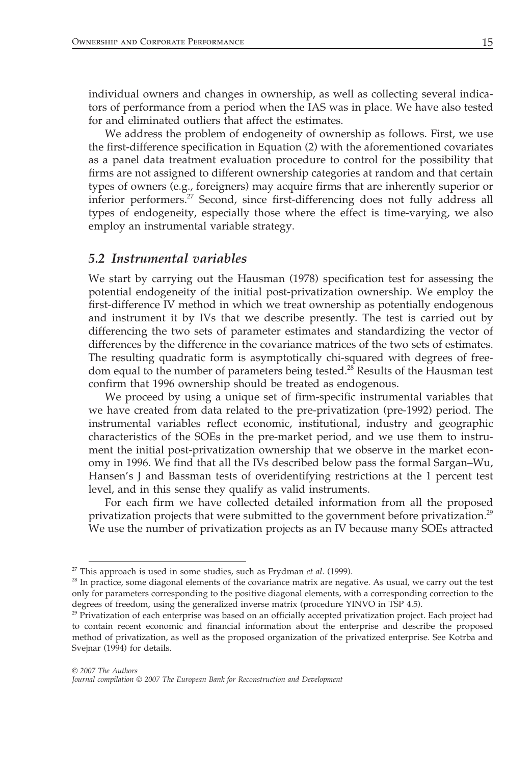individual owners and changes in ownership, as well as collecting several indicators of performance from a period when the IAS was in place. We have also tested for and eliminated outliers that affect the estimates.

We address the problem of endogeneity of ownership as follows. First, we use the first-difference specification in Equation (2) with the aforementioned covariates as a panel data treatment evaluation procedure to control for the possibility that firms are not assigned to different ownership categories at random and that certain types of owners (e.g., foreigners) may acquire firms that are inherently superior or inferior performers.[27] Second, since first-differencing does not fully address all types of endogeneity, especially those where the effect is time-varying, we also employ an instrumental variable strategy.

## *5.2 Instrumental variables*

We start by carrying out the Hausman (1978) specification test for assessing the potential endogeneity of the initial post-privatization ownership. We employ the first-difference IV method in which we treat ownership as potentially endogenous and instrument it by IVs that we describe presently. The test is carried out by differencing the two sets of parameter estimates and standardizing the vector of differences by the difference in the covariance matrices of the two sets of estimates. The resulting quadratic form is asymptotically chi-squared with degrees of freedom equal to the number of parameters being tested.[28] Results of the Hausman test confirm that 1996 ownership should be treated as endogenous.

We proceed by using a unique set of firm-specific instrumental variables that we have created from data related to the pre-privatization (pre-1992) period. The instrumental variables reflect economic, institutional, industry and geographic characteristics of the SOEs in the pre-market period, and we use them to instrument the initial post-privatization ownership that we observe in the market economy in 1996. We find that all the IVs described below pass the formal Sargan–Wu, Hansen's J and Bassman tests of overidentifying restrictions at the 1 percent test level, and in this sense they qualify as valid instruments.

For each firm we have collected detailed information from all the proposed privatization projects that were submitted to the government before privatization.[29] We use the number of privatization projects as an IV because many SOEs attracted

---

[27] This approach is used in some studies, such as Frydman *et al.* (1999).

[28] In practice, some diagonal elements of the covariance matrix are negative. As usual, we carry out the test only for parameters corresponding to the positive diagonal elements, with a corresponding correction to the degrees of freedom, using the generalized inverse matrix (procedure YINVO in TSP 4.5).

[29] Privatization of each enterprise was based on an officially accepted privatization project. Each project had to contain recent economic and financial information about the enterprise and describe the proposed method of privatization, as well as the proposed organization of the privatized enterprise. See Kotrba and Svejnar (1994) for details.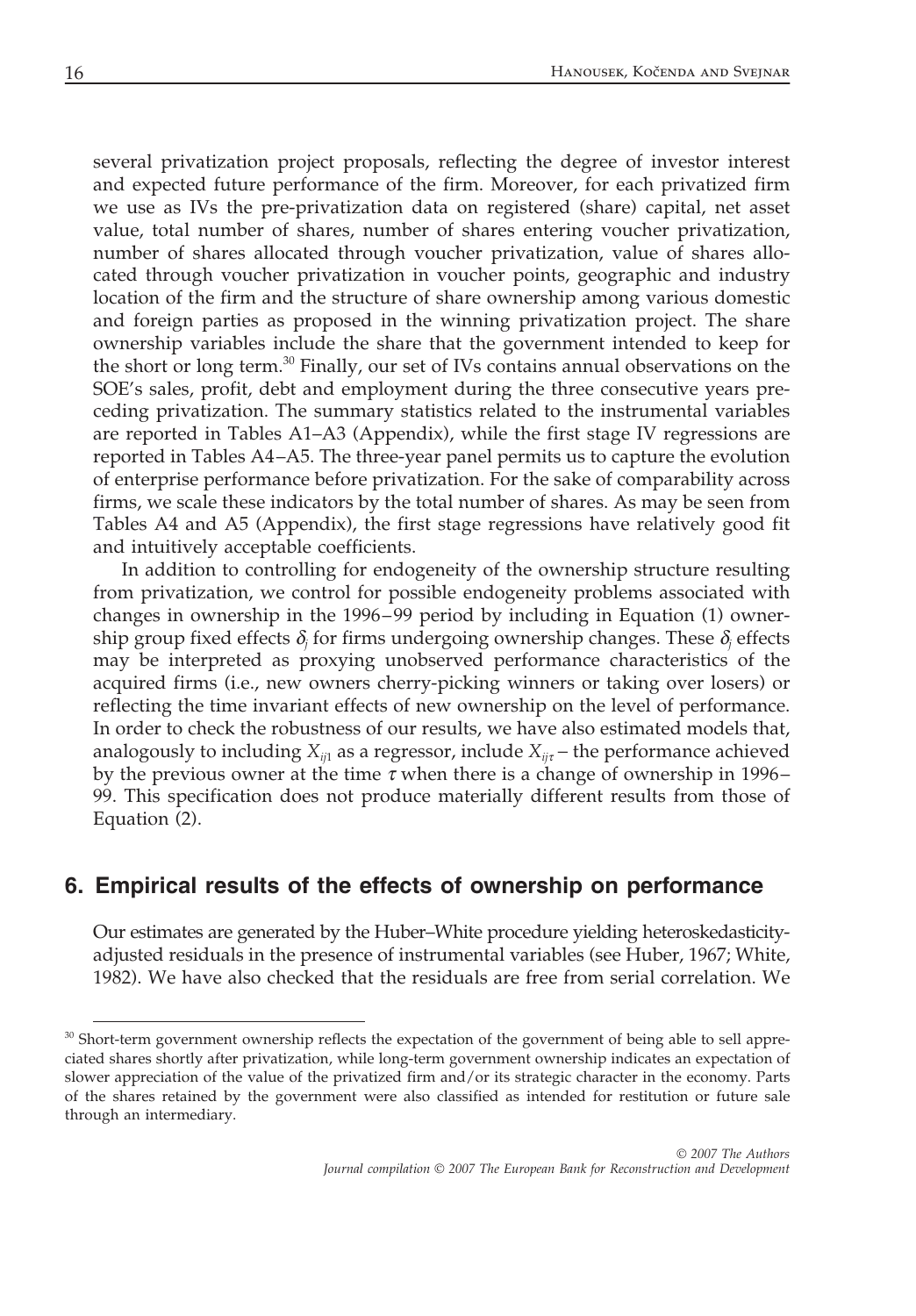several privatization project proposals, reflecting the degree of investor interest and expected future performance of the firm. Moreover, for each privatized firm we use as IVs the pre-privatization data on registered (share) capital, net asset value, total number of shares, number of shares entering voucher privatization, number of shares allocated through voucher privatization, value of shares allocated through voucher privatization in voucher points, geographic and industry location of the firm and the structure of share ownership among various domestic and foreign parties as proposed in the winning privatization project. The share ownership variables include the share that the government intended to keep for the short or long term.[30] Finally, our set of IVs contains annual observations on the SOE's sales, profit, debt and employment during the three consecutive years preceding privatization. The summary statistics related to the instrumental variables are reported in Tables A1–A3 (Appendix), while the first stage IV regressions are reported in Tables A4–A5. The three-year panel permits us to capture the evolution of enterprise performance before privatization. For the sake of comparability across firms, we scale these indicators by the total number of shares. As may be seen from Tables A4 and A5 (Appendix), the first stage regressions have relatively good fit and intuitively acceptable coefficients.

In addition to controlling for endogeneity of the ownership structure resulting from privatization, we control for possible endogeneity problems associated with changes in ownership in the 1996–99 period by including in Equation (1) ownership group fixed effects $\delta_j$ for firms undergoing ownership changes. These $\delta_j$ effects may be interpreted as proxying unobserved performance characteristics of the acquired firms (i.e., new owners cherry-picking winners or taking over losers) or reflecting the time invariant effects of new ownership on the level of performance. In order to check the robustness of our results, we have also estimated models that, analogously to including $X_{ij1}$ as a regressor, include $X_{ij\tau}$ – the performance achieved by the previous owner at the time $\tau$ when there is a change of ownership in 1996–99. This specification does not produce materially different results from those of Equation (2).

## 6. Empirical results of the effects of ownership on performance

Our estimates are generated by the Huber–White procedure yielding heteroskedasticity-adjusted residuals in the presence of instrumental variables (see Huber, 1967; White, 1982). We have also checked that the residuals are free from serial correlation. We

---

[30] Short-term government ownership reflects the expectation of the government of being able to sell appreciated shares shortly after privatization, while long-term government ownership indicates an expectation of slower appreciation of the value of the privatized firm and/or its strategic character in the economy. Parts of the shares retained by the government were also classified as intended for restitution or future sale through an intermediary.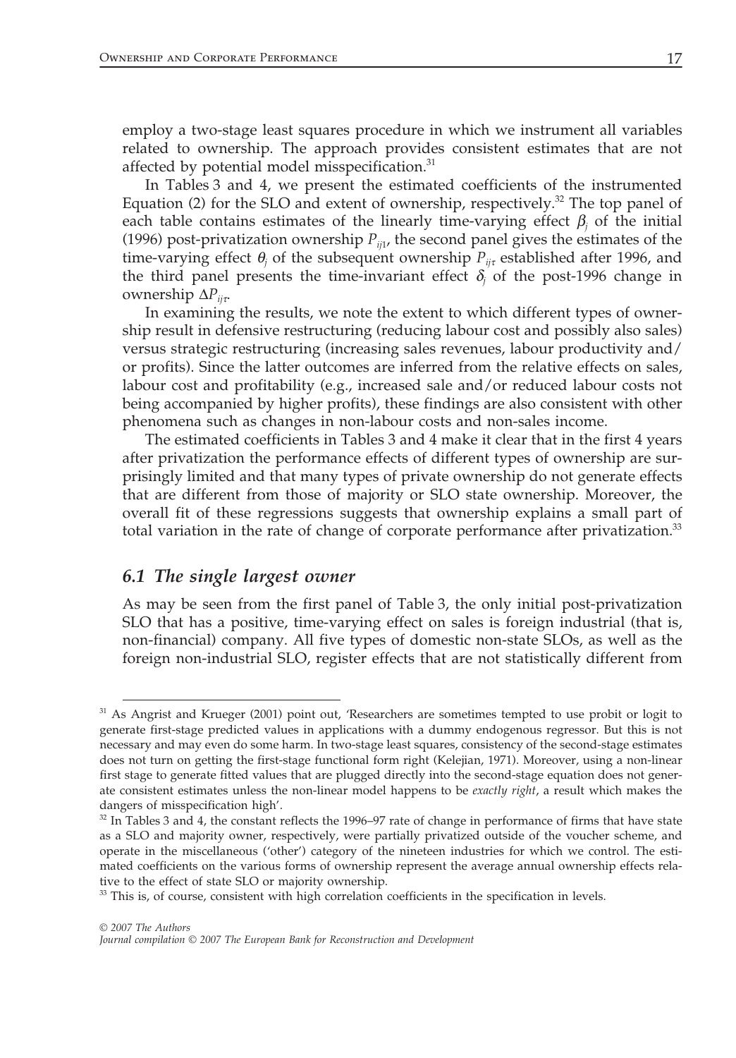employ a two-stage least squares procedure in which we instrument all variables related to ownership. The approach provides consistent estimates that are not affected by potential model misspecification.[31]

In Tables 3 and 4, we present the estimated coefficients of the instrumented Equation (2) for the SLO and extent of ownership, respectively.[32] The top panel of each table contains estimates of the linearly time-varying effect $\beta_j$ of the initial (1996) post-privatization ownership $P_{ij1}$, the second panel gives the estimates of the time-varying effect $\theta_j$ of the subsequent ownership $P_{ij\tau}$ established after 1996, and the third panel presents the time-invariant effect $\delta_j$ of the post-1996 change in ownership $\Delta P_{ij\tau}$.

In examining the results, we note the extent to which different types of ownership result in defensive restructuring (reducing labour cost and possibly also sales) versus strategic restructuring (increasing sales revenues, labour productivity and/or profits). Since the latter outcomes are inferred from the relative effects on sales, labour cost and profitability (e.g., increased sale and/or reduced labour costs not being accompanied by higher profits), these findings are also consistent with other phenomena such as changes in non-labour costs and non-sales income.

The estimated coefficients in Tables 3 and 4 make it clear that in the first 4 years after privatization the performance effects of different types of ownership are surprisingly limited and that many types of private ownership do not generate effects that are different from those of majority or SLO state ownership. Moreover, the overall fit of these regressions suggests that ownership explains a small part of total variation in the rate of change of corporate performance after privatization.[33]

### *6.1 The single largest owner*

As may be seen from the first panel of Table 3, the only initial post-privatization SLO that has a positive, time-varying effect on sales is foreign industrial (that is, non-financial) company. All five types of domestic non-state SLOs, as well as the foreign non-industrial SLO, register effects that are not statistically different from

---

[31] As Angrist and Krueger (2001) point out, 'Researchers are sometimes tempted to use probit or logit to generate first-stage predicted values in applications with a dummy endogenous regressor. But this is not necessary and may even do some harm. In two-stage least squares, consistency of the second-stage estimates does not turn on getting the first-stage functional form right (Kelejian, 1971). Moreover, using a non-linear first stage to generate fitted values that are plugged directly into the second-stage equation does not generate consistent estimates unless the non-linear model happens to be *exactly right*, a result which makes the dangers of misspecification high'.

[32] In Tables 3 and 4, the constant reflects the 1996–97 rate of change in performance of firms that have state as a SLO and majority owner, respectively, were partially privatized outside of the voucher scheme, and operate in the miscellaneous ('other') category of the nineteen industries for which we control. The estimated coefficients on the various forms of ownership represent the average annual ownership effects relative to the effect of state SLO or majority ownership.

[33] This is, of course, consistent with high correlation coefficients in the specification in levels.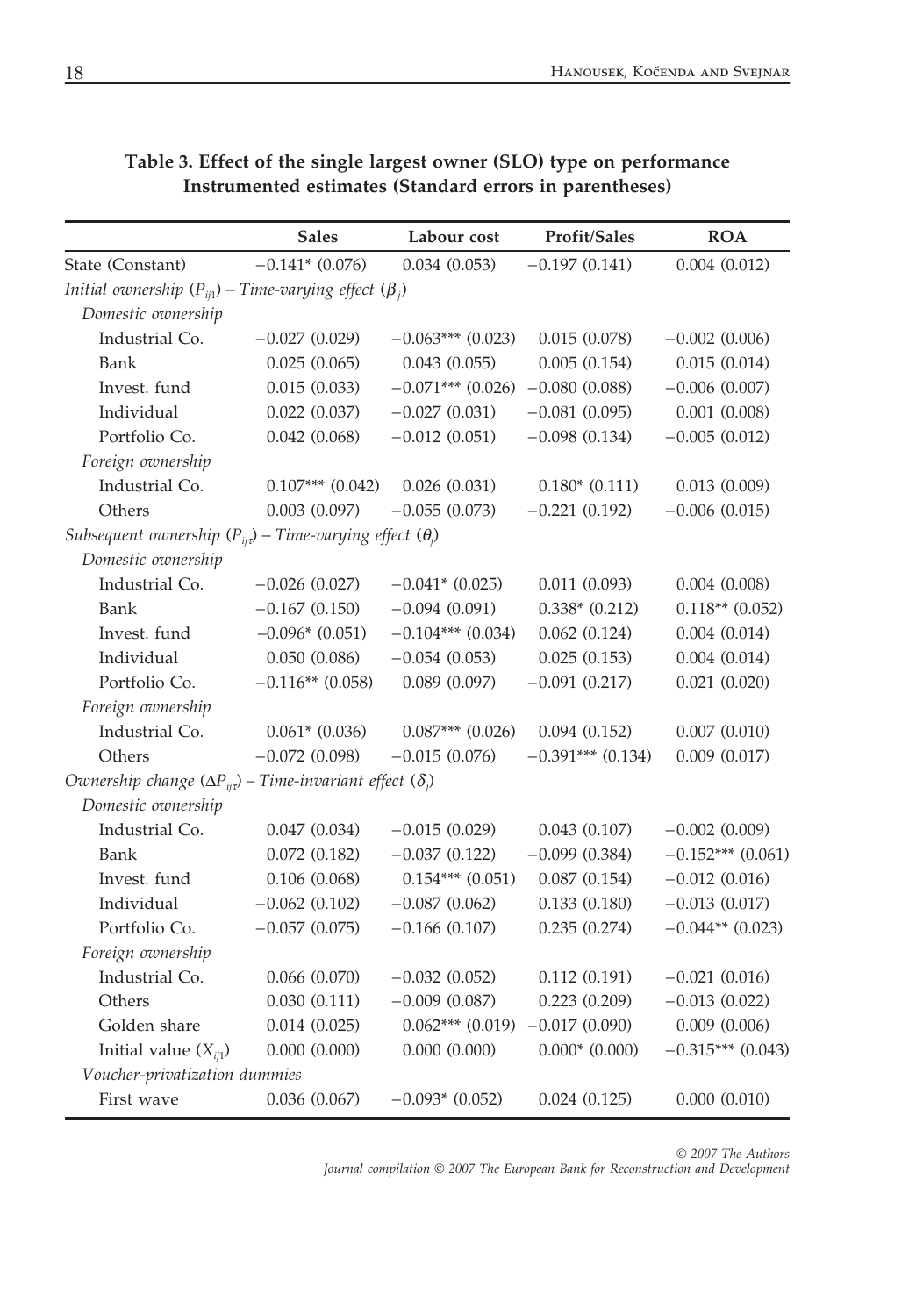**Table 3. Effect of the single largest owner (SLO) type on performance Instrumented estimates (Standard errors in parentheses)**

| | Sales | Labour cost | Profit/Sales | ROA |
|---|---|---|---|---|
| State (Constant) | −0.141* (0.076) | 0.034 (0.053) | −0.197 (0.141) | 0.004 (0.012) |
| *Initial ownership* ($P_{ij1}$) *– Time-varying effect* ($\beta_j$) | | | | |
| *Domestic ownership* | | | | |
| Industrial Co. | −0.027 (0.029) | −0.063*** (0.023) | 0.015 (0.078) | −0.002 (0.006) |
| Bank | 0.025 (0.065) | 0.043 (0.055) | 0.005 (0.154) | 0.015 (0.014) |
| Invest. fund | 0.015 (0.033) | −0.071*** (0.026) | −0.080 (0.088) | −0.006 (0.007) |
| Individual | 0.022 (0.037) | −0.027 (0.031) | −0.081 (0.095) | 0.001 (0.008) |
| Portfolio Co. | 0.042 (0.068) | −0.012 (0.051) | −0.098 (0.134) | −0.005 (0.012) |
| *Foreign ownership* | | | | |
| Industrial Co. | 0.107*** (0.042) | 0.026 (0.031) | 0.180* (0.111) | 0.013 (0.009) |
| Others | 0.003 (0.097) | −0.055 (0.073) | −0.221 (0.192) | −0.006 (0.015) |
| *Subsequent ownership* ($P_{ij\tau}$) *– Time-varying effect* ($\theta_j$) | | | | |
| *Domestic ownership* | | | | |
| Industrial Co. | −0.026 (0.027) | −0.041* (0.025) | 0.011 (0.093) | 0.004 (0.008) |
| Bank | −0.167 (0.150) | −0.094 (0.091) | 0.338* (0.212) | 0.118** (0.052) |
| Invest. fund | −0.096* (0.051) | −0.104*** (0.034) | 0.062 (0.124) | 0.004 (0.014) |
| Individual | 0.050 (0.086) | −0.054 (0.053) | 0.025 (0.153) | 0.004 (0.014) |
| Portfolio Co. | −0.116** (0.058) | 0.089 (0.097) | −0.091 (0.217) | 0.021 (0.020) |
| *Foreign ownership* | | | | |
| Industrial Co. | 0.061* (0.036) | 0.087*** (0.026) | 0.094 (0.152) | 0.007 (0.010) |
| Others | −0.072 (0.098) | −0.015 (0.076) | −0.391*** (0.134) | 0.009 (0.017) |
| *Ownership change* ($\Delta P_{ij\tau}$) *– Time-invariant effect* ($\delta_j$) | | | | |
| *Domestic ownership* | | | | |
| Industrial Co. | 0.047 (0.034) | −0.015 (0.029) | 0.043 (0.107) | −0.002 (0.009) |
| Bank | 0.072 (0.182) | −0.037 (0.122) | −0.099 (0.384) | −0.152*** (0.061) |
| Invest. fund | 0.106 (0.068) | 0.154*** (0.051) | 0.087 (0.154) | −0.012 (0.016) |
| Individual | −0.062 (0.102) | −0.087 (0.062) | 0.133 (0.180) | −0.013 (0.017) |
| Portfolio Co. | −0.057 (0.075) | −0.166 (0.107) | 0.235 (0.274) | −0.044** (0.023) |
| *Foreign ownership* | | | | |
| Industrial Co. | 0.066 (0.070) | −0.032 (0.052) | 0.112 (0.191) | −0.021 (0.016) |
| Others | 0.030 (0.111) | −0.009 (0.087) | 0.223 (0.209) | −0.013 (0.022) |
| Golden share | 0.014 (0.025) | 0.062*** (0.019) | −0.017 (0.090) | 0.009 (0.006) |
| Initial value ($X_{ij1}$) | 0.000 (0.000) | 0.000 (0.000) | 0.000* (0.000) | −0.315*** (0.043) |
| *Voucher-privatization dummies* | | | | |
| First wave | 0.036 (0.067) | −0.093* (0.052) | 0.024 (0.125) | 0.000 (0.010) |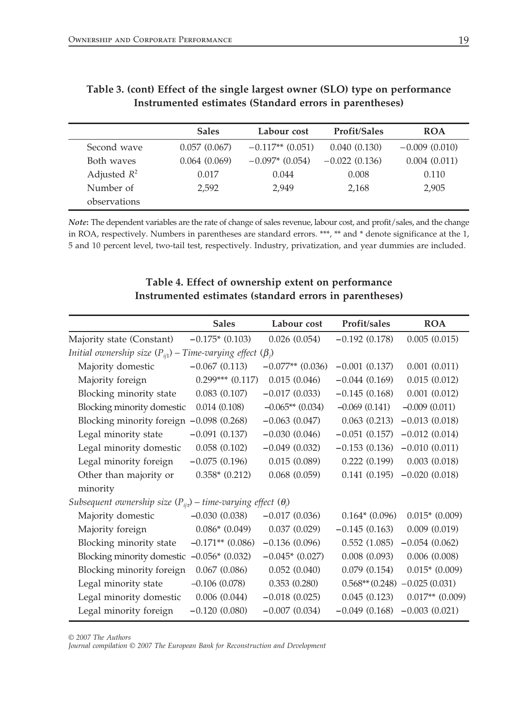**Table 3. (cont) Effect of the single largest owner (SLO) type on performance Instrumented estimates (Standard errors in parentheses)**

| | Sales | Labour cost | Profit/Sales | ROA |
|---|---|---|---|---|
| Second wave | 0.057 (0.067) | −0.117** (0.051) | 0.040 (0.130) | −0.009 (0.010) |
| Both waves | 0.064 (0.069) | −0.097* (0.054) | −0.022 (0.136) | 0.004 (0.011) |
| Adjusted $R^2$ | 0.017 | 0.044 | 0.008 | 0.110 |
| Number of observations | 2,592 | 2,949 | 2,168 | 2,905 |

***Note*:** The dependent variables are the rate of change of sales revenue, labour cost, and profit/sales, and the change in ROA, respectively. Numbers in parentheses are standard errors. ***, ** and * denote significance at the 1, 5 and 10 percent level, two-tail test, respectively. Industry, privatization, and year dummies are included.

**Table 4. Effect of ownership extent on performance Instrumented estimates (standard errors in parentheses)**

| | Sales | Labour cost | Profit/sales | ROA |
|---|---|---|---|---|
| Majority state (Constant) | −0.175* (0.103) | 0.026 (0.054) | −0.192 (0.178) | 0.005 (0.015) |
| *Initial ownership size ($P_{ij1}$) – Time-varying effect ($\beta_j$)* | | | | |
| Majority domestic | −0.067 (0.113) | −0.077** (0.036) | −0.001 (0.137) | 0.001 (0.011) |
| Majority foreign | 0.299*** (0.117) | 0.015 (0.046) | −0.044 (0.169) | 0.015 (0.012) |
| Blocking minority state | 0.083 (0.107) | −0.017 (0.033) | −0.145 (0.168) | 0.001 (0.012) |
| Blocking minority domestic | 0.014 (0.108) | −0.065** (0.034) | −0.069 (0.141) | −0.009 (0.011) |
| Blocking minority foreign | −0.098 (0.268) | −0.063 (0.047) | 0.063 (0.213) | −0.013 (0.018) |
| Legal minority state | −0.091 (0.137) | −0.030 (0.046) | −0.051 (0.157) | −0.012 (0.014) |
| Legal minority domestic | 0.058 (0.102) | −0.049 (0.032) | −0.153 (0.136) | −0.010 (0.011) |
| Legal minority foreign | −0.075 (0.196) | 0.015 (0.089) | 0.222 (0.199) | 0.003 (0.018) |
| Other than majority or minority | 0.358* (0.212) | 0.068 (0.059) | 0.141 (0.195) | −0.020 (0.018) |
| *Subsequent ownership size ($P_{ij\tau}$) – time-varying effect ($\theta_j$)* | | | | |
| Majority domestic | −0.030 (0.038) | −0.017 (0.036) | 0.164* (0.096) | 0.015* (0.009) |
| Majority foreign | 0.086* (0.049) | 0.037 (0.029) | −0.145 (0.163) | 0.009 (0.019) |
| Blocking minority state | −0.171** (0.086) | −0.136 (0.096) | 0.552 (1.085) | −0.054 (0.062) |
| Blocking minority domestic | −0.056* (0.032) | −0.045* (0.027) | 0.008 (0.093) | 0.006 (0.008) |
| Blocking minority foreign | 0.067 (0.086) | 0.052 (0.040) | 0.079 (0.154) | 0.015* (0.009) |
| Legal minority state | −0.106 (0.078) | 0.353 (0.280) | 0.568** (0.248) | −0.025 (0.031) |
| Legal minority domestic | 0.006 (0.044) | −0.018 (0.025) | 0.045 (0.123) | 0.017** (0.009) |
| Legal minority foreign | −0.120 (0.080) | −0.007 (0.034) | −0.049 (0.168) | −0.003 (0.021) |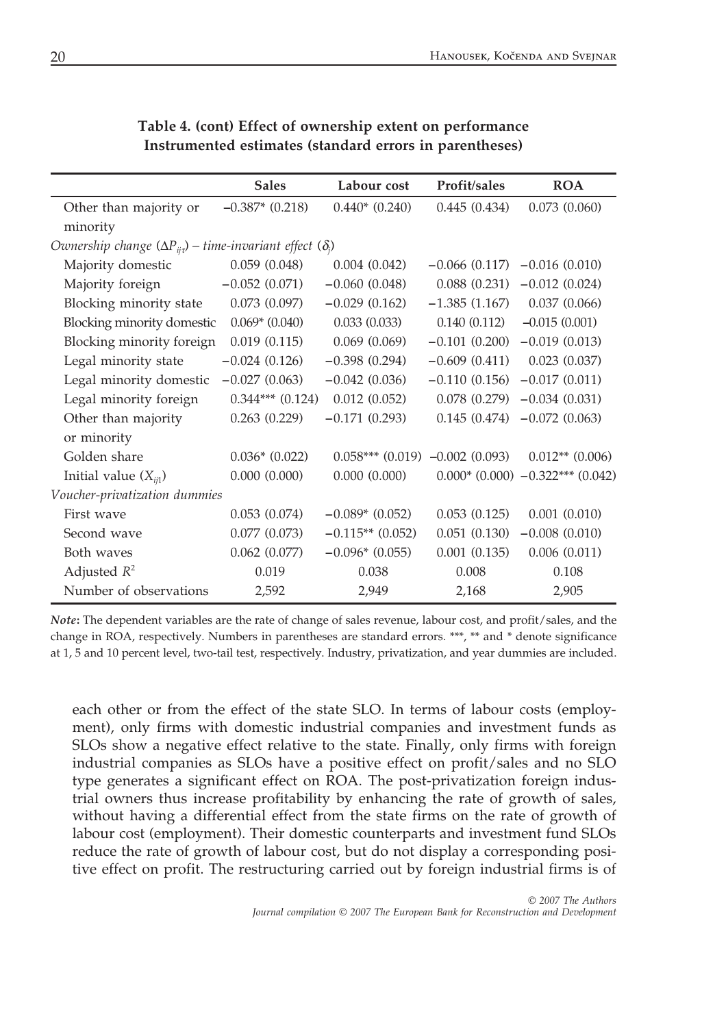**Table 4. (cont) Effect of ownership extent on performance Instrumented estimates (standard errors in parentheses)**

| | Sales | Labour cost | Profit/sales | ROA |
|---|---|---|---|---|
| Other than majority or minority | −0.387* (0.218) | 0.440* (0.240) | 0.445 (0.434) | 0.073 (0.060) |
| *Ownership change* ($\Delta P_{ij\tau}$) *– time-invariant effect* ($\delta_j$) | | | | |
| Majority domestic | 0.059 (0.048) | 0.004 (0.042) | −0.066 (0.117) | −0.016 (0.010) |
| Majority foreign | −0.052 (0.071) | −0.060 (0.048) | 0.088 (0.231) | −0.012 (0.024) |
| Blocking minority state | 0.073 (0.097) | −0.029 (0.162) | −1.385 (1.167) | 0.037 (0.066) |
| Blocking minority domestic | 0.069* (0.040) | 0.033 (0.033) | 0.140 (0.112) | −0.015 (0.001) |
| Blocking minority foreign | 0.019 (0.115) | 0.069 (0.069) | −0.101 (0.200) | −0.019 (0.013) |
| Legal minority state | −0.024 (0.126) | −0.398 (0.294) | −0.609 (0.411) | 0.023 (0.037) |
| Legal minority domestic | −0.027 (0.063) | −0.042 (0.036) | −0.110 (0.156) | −0.017 (0.011) |
| Legal minority foreign | 0.344*** (0.124) | 0.012 (0.052) | 0.078 (0.279) | −0.034 (0.031) |
| Other than majority or minority | 0.263 (0.229) | −0.171 (0.293) | 0.145 (0.474) | −0.072 (0.063) |
| Golden share | 0.036* (0.022) | 0.058*** (0.019) | −0.002 (0.093) | 0.012** (0.006) |
| Initial value ($X_{ij1}$) | 0.000 (0.000) | 0.000 (0.000) | 0.000* (0.000) | −0.322*** (0.042) |
| *Voucher-privatization dummies* | | | | |
| First wave | 0.053 (0.074) | −0.089* (0.052) | 0.053 (0.125) | 0.001 (0.010) |
| Second wave | 0.077 (0.073) | −0.115** (0.052) | 0.051 (0.130) | −0.008 (0.010) |
| Both waves | 0.062 (0.077) | −0.096* (0.055) | 0.001 (0.135) | 0.006 (0.011) |
| Adjusted $R^2$ | 0.019 | 0.038 | 0.008 | 0.108 |
| Number of observations | 2,592 | 2,949 | 2,168 | 2,905 |

***Note*:** The dependent variables are the rate of change of sales revenue, labour cost, and profit/sales, and the change in ROA, respectively. Numbers in parentheses are standard errors. ***, ** and * denote significance at 1, 5 and 10 percent level, two-tail test, respectively. Industry, privatization, and year dummies are included.

each other or from the effect of the state SLO. In terms of labour costs (employment), only firms with domestic industrial companies and investment funds as SLOs show a negative effect relative to the state. Finally, only firms with foreign industrial companies as SLOs have a positive effect on profit/sales and no SLO type generates a significant effect on ROA. The post-privatization foreign industrial owners thus increase profitability by enhancing the rate of growth of sales, without having a differential effect from the state firms on the rate of growth of labour cost (employment). Their domestic counterparts and investment fund SLOs reduce the rate of growth of labour cost, but do not display a corresponding positive effect on profit. The restructuring carried out by foreign industrial firms is of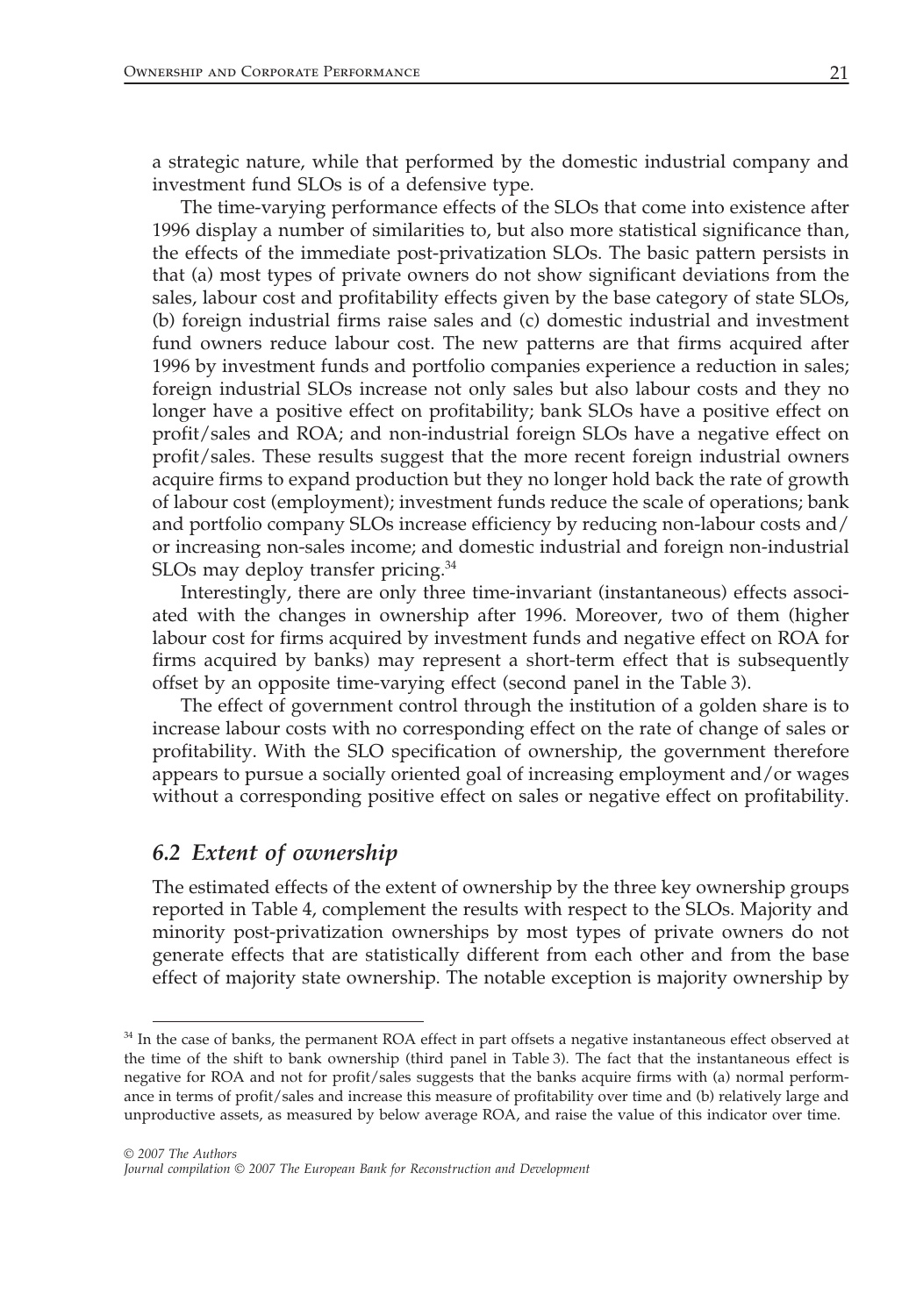a strategic nature, while that performed by the domestic industrial company and investment fund SLOs is of a defensive type.

The time-varying performance effects of the SLOs that come into existence after 1996 display a number of similarities to, but also more statistical significance than, the effects of the immediate post-privatization SLOs. The basic pattern persists in that (a) most types of private owners do not show significant deviations from the sales, labour cost and profitability effects given by the base category of state SLOs, (b) foreign industrial firms raise sales and (c) domestic industrial and investment fund owners reduce labour cost. The new patterns are that firms acquired after 1996 by investment funds and portfolio companies experience a reduction in sales; foreign industrial SLOs increase not only sales but also labour costs and they no longer have a positive effect on profitability; bank SLOs have a positive effect on profit/sales and ROA; and non-industrial foreign SLOs have a negative effect on profit/sales. These results suggest that the more recent foreign industrial owners acquire firms to expand production but they no longer hold back the rate of growth of labour cost (employment); investment funds reduce the scale of operations; bank and portfolio company SLOs increase efficiency by reducing non-labour costs and/or increasing non-sales income; and domestic industrial and foreign non-industrial SLOs may deploy transfer pricing.[34]

Interestingly, there are only three time-invariant (instantaneous) effects associated with the changes in ownership after 1996. Moreover, two of them (higher labour cost for firms acquired by investment funds and negative effect on ROA for firms acquired by banks) may represent a short-term effect that is subsequently offset by an opposite time-varying effect (second panel in the Table 3).

The effect of government control through the institution of a golden share is to increase labour costs with no corresponding effect on the rate of change of sales or profitability. With the SLO specification of ownership, the government therefore appears to pursue a socially oriented goal of increasing employment and/or wages without a corresponding positive effect on sales or negative effect on profitability.

## *6.2 Extent of ownership*

The estimated effects of the extent of ownership by the three key ownership groups reported in Table 4, complement the results with respect to the SLOs. Majority and minority post-privatization ownerships by most types of private owners do not generate effects that are statistically different from each other and from the base effect of majority state ownership. The notable exception is majority ownership by

[34] In the case of banks, the permanent ROA effect in part offsets a negative instantaneous effect observed at the time of the shift to bank ownership (third panel in Table 3). The fact that the instantaneous effect is negative for ROA and not for profit/sales suggests that the banks acquire firms with (a) normal performance in terms of profit/sales and increase this measure of profitability over time and (b) relatively large and unproductive assets, as measured by below average ROA, and raise the value of this indicator over time.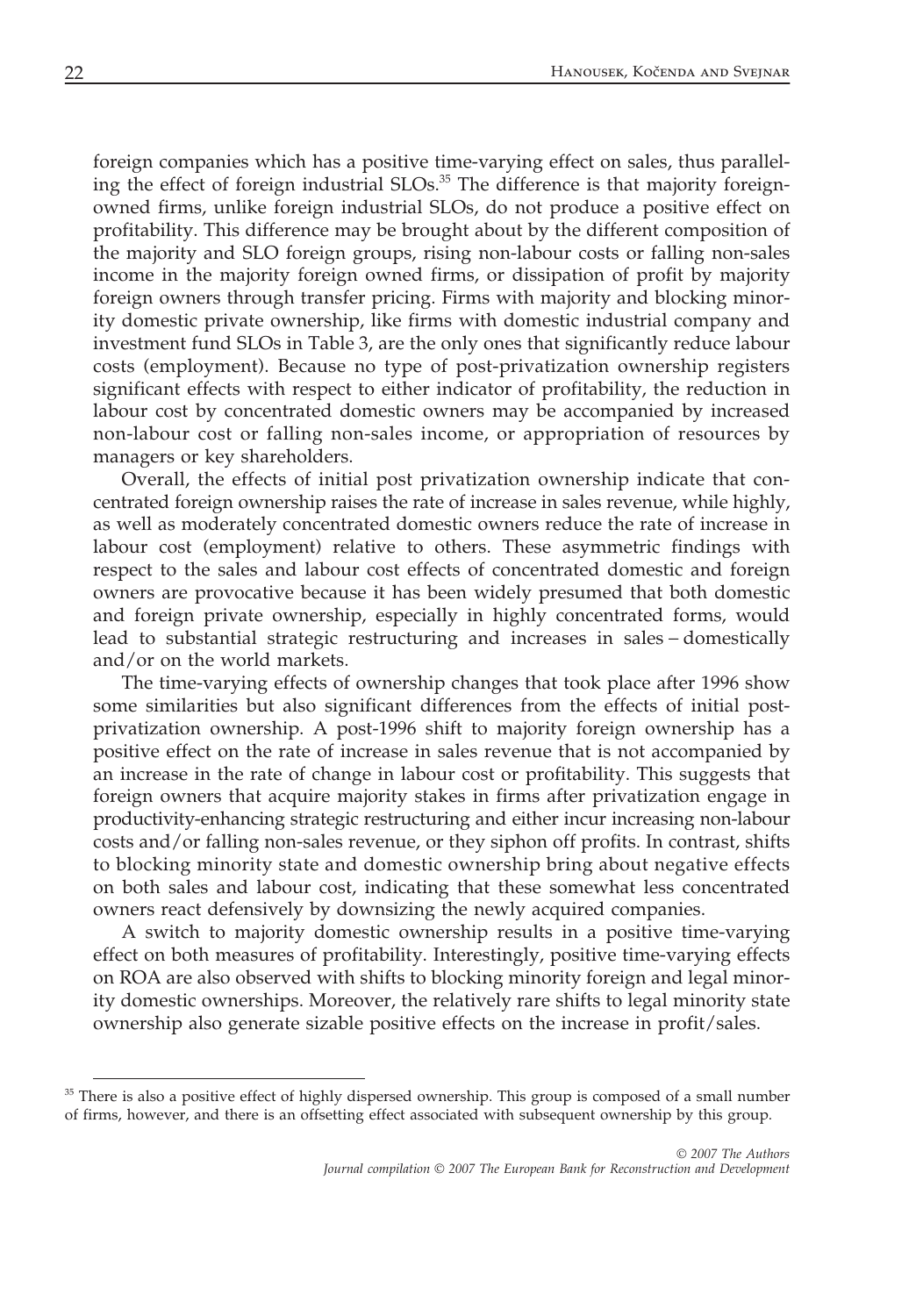foreign companies which has a positive time-varying effect on sales, thus paralleling the effect of foreign industrial SLOs.[35] The difference is that majority foreign-owned firms, unlike foreign industrial SLOs, do not produce a positive effect on profitability. This difference may be brought about by the different composition of the majority and SLO foreign groups, rising non-labour costs or falling non-sales income in the majority foreign owned firms, or dissipation of profit by majority foreign owners through transfer pricing. Firms with majority and blocking minority domestic private ownership, like firms with domestic industrial company and investment fund SLOs in Table 3, are the only ones that significantly reduce labour costs (employment). Because no type of post-privatization ownership registers significant effects with respect to either indicator of profitability, the reduction in labour cost by concentrated domestic owners may be accompanied by increased non-labour cost or falling non-sales income, or appropriation of resources by managers or key shareholders.

Overall, the effects of initial post privatization ownership indicate that concentrated foreign ownership raises the rate of increase in sales revenue, while highly, as well as moderately concentrated domestic owners reduce the rate of increase in labour cost (employment) relative to others. These asymmetric findings with respect to the sales and labour cost effects of concentrated domestic and foreign owners are provocative because it has been widely presumed that both domestic and foreign private ownership, especially in highly concentrated forms, would lead to substantial strategic restructuring and increases in sales – domestically and/or on the world markets.

The time-varying effects of ownership changes that took place after 1996 show some similarities but also significant differences from the effects of initial post-privatization ownership. A post-1996 shift to majority foreign ownership has a positive effect on the rate of increase in sales revenue that is not accompanied by an increase in the rate of change in labour cost or profitability. This suggests that foreign owners that acquire majority stakes in firms after privatization engage in productivity-enhancing strategic restructuring and either incur increasing non-labour costs and/or falling non-sales revenue, or they siphon off profits. In contrast, shifts to blocking minority state and domestic ownership bring about negative effects on both sales and labour cost, indicating that these somewhat less concentrated owners react defensively by downsizing the newly acquired companies.

A switch to majority domestic ownership results in a positive time-varying effect on both measures of profitability. Interestingly, positive time-varying effects on ROA are also observed with shifts to blocking minority foreign and legal minority domestic ownerships. Moreover, the relatively rare shifts to legal minority state ownership also generate sizable positive effects on the increase in profit/sales.

---

[35] There is also a positive effect of highly dispersed ownership. This group is composed of a small number of firms, however, and there is an offsetting effect associated with subsequent ownership by this group.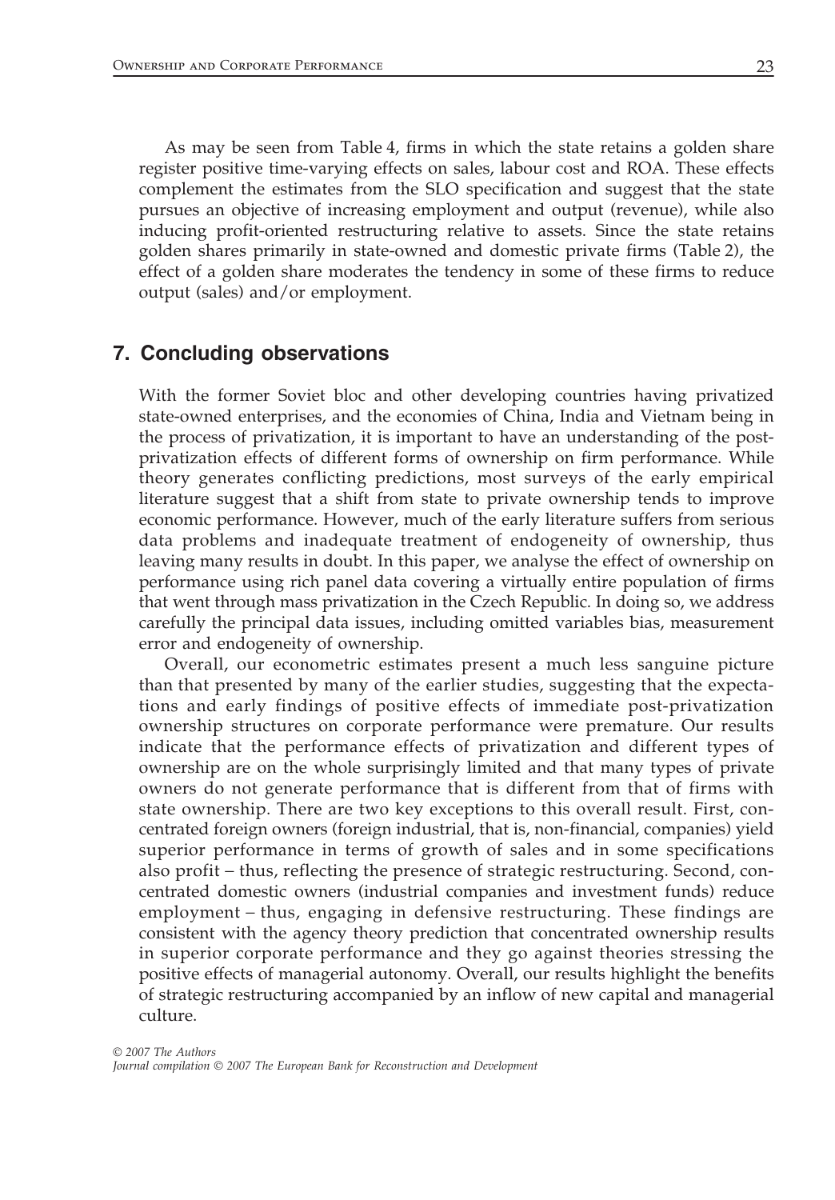As may be seen from Table 4, firms in which the state retains a golden share register positive time-varying effects on sales, labour cost and ROA. These effects complement the estimates from the SLO specification and suggest that the state pursues an objective of increasing employment and output (revenue), while also inducing profit-oriented restructuring relative to assets. Since the state retains golden shares primarily in state-owned and domestic private firms (Table 2), the effect of a golden share moderates the tendency in some of these firms to reduce output (sales) and/or employment.

## 7. Concluding observations

With the former Soviet bloc and other developing countries having privatized state-owned enterprises, and the economies of China, India and Vietnam being in the process of privatization, it is important to have an understanding of the post-privatization effects of different forms of ownership on firm performance. While theory generates conflicting predictions, most surveys of the early empirical literature suggest that a shift from state to private ownership tends to improve economic performance. However, much of the early literature suffers from serious data problems and inadequate treatment of endogeneity of ownership, thus leaving many results in doubt. In this paper, we analyse the effect of ownership on performance using rich panel data covering a virtually entire population of firms that went through mass privatization in the Czech Republic. In doing so, we address carefully the principal data issues, including omitted variables bias, measurement error and endogeneity of ownership.

Overall, our econometric estimates present a much less sanguine picture than that presented by many of the earlier studies, suggesting that the expectations and early findings of positive effects of immediate post-privatization ownership structures on corporate performance were premature. Our results indicate that the performance effects of privatization and different types of ownership are on the whole surprisingly limited and that many types of private owners do not generate performance that is different from that of firms with state ownership. There are two key exceptions to this overall result. First, concentrated foreign owners (foreign industrial, that is, non-financial, companies) yield superior performance in terms of growth of sales and in some specifications also profit – thus, reflecting the presence of strategic restructuring. Second, concentrated domestic owners (industrial companies and investment funds) reduce employment – thus, engaging in defensive restructuring. These findings are consistent with the agency theory prediction that concentrated ownership results in superior corporate performance and they go against theories stressing the positive effects of managerial autonomy. Overall, our results highlight the benefits of strategic restructuring accompanied by an inflow of new capital and managerial culture.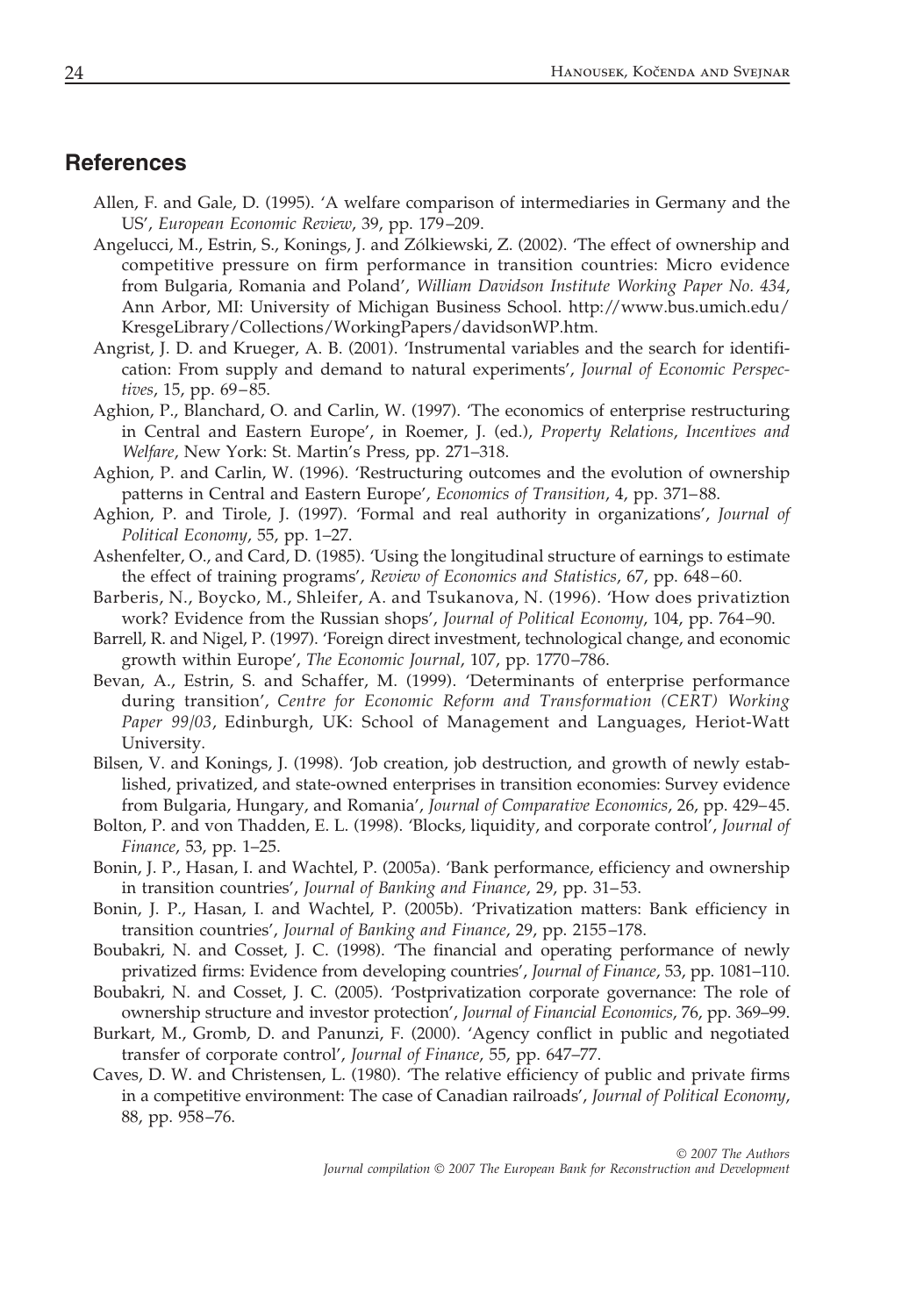## References

Allen, F. and Gale, D. (1995). 'A welfare comparison of intermediaries in Germany and the US', *European Economic Review*, 39, pp. 179–209.

Angelucci, M., Estrin, S., Konings, J. and Zólkiewski, Z. (2002). 'The effect of ownership and competitive pressure on firm performance in transition countries: Micro evidence from Bulgaria, Romania and Poland', *William Davidson Institute Working Paper No. 434*, Ann Arbor, MI: University of Michigan Business School. http://www.bus.umich.edu/KresgeLibrary/Collections/WorkingPapers/davidsonWP.htm.

Angrist, J. D. and Krueger, A. B. (2001). 'Instrumental variables and the search for identification: From supply and demand to natural experiments', *Journal of Economic Perspectives*, 15, pp. 69–85.

Aghion, P., Blanchard, O. and Carlin, W. (1997). 'The economics of enterprise restructuring in Central and Eastern Europe', in Roemer, J. (ed.), *Property Relations, Incentives and Welfare*, New York: St. Martin's Press, pp. 271–318.

Aghion, P. and Carlin, W. (1996). 'Restructuring outcomes and the evolution of ownership patterns in Central and Eastern Europe', *Economics of Transition*, 4, pp. 371–88.

Aghion, P. and Tirole, J. (1997). 'Formal and real authority in organizations', *Journal of Political Economy*, 55, pp. 1–27.

Ashenfelter, O., and Card, D. (1985). 'Using the longitudinal structure of earnings to estimate the effect of training programs', *Review of Economics and Statistics*, 67, pp. 648–60.

Barberis, N., Boycko, M., Shleifer, A. and Tsukanova, N. (1996). 'How does privatiztion work? Evidence from the Russian shops', *Journal of Political Economy*, 104, pp. 764–90.

Barrell, R. and Nigel, P. (1997). 'Foreign direct investment, technological change, and economic growth within Europe', *The Economic Journal*, 107, pp. 1770–786.

Bevan, A., Estrin, S. and Schaffer, M. (1999). 'Determinants of enterprise performance during transition', *Centre for Economic Reform and Transformation (CERT) Working Paper 99/03*, Edinburgh, UK: School of Management and Languages, Heriot-Watt University.

Bilsen, V. and Konings, J. (1998). 'Job creation, job destruction, and growth of newly established, privatized, and state-owned enterprises in transition economies: Survey evidence from Bulgaria, Hungary, and Romania', *Journal of Comparative Economics*, 26, pp. 429–45.

Bolton, P. and von Thadden, E. L. (1998). 'Blocks, liquidity, and corporate control', *Journal of Finance*, 53, pp. 1–25.

Bonin, J. P., Hasan, I. and Wachtel, P. (2005a). 'Bank performance, efficiency and ownership in transition countries', *Journal of Banking and Finance*, 29, pp. 31–53.

Bonin, J. P., Hasan, I. and Wachtel, P. (2005b). 'Privatization matters: Bank efficiency in transition countries', *Journal of Banking and Finance*, 29, pp. 2155–178.

Boubakri, N. and Cosset, J. C. (1998). 'The financial and operating performance of newly privatized firms: Evidence from developing countries', *Journal of Finance*, 53, pp. 1081–110.

Boubakri, N. and Cosset, J. C. (2005). 'Postprivatization corporate governance: The role of ownership structure and investor protection', *Journal of Financial Economics*, 76, pp. 369–99.

Burkart, M., Gromb, D. and Panunzi, F. (2000). 'Agency conflict in public and negotiated transfer of corporate control', *Journal of Finance*, 55, pp. 647–77.

Caves, D. W. and Christensen, L. (1980). 'The relative efficiency of public and private firms in a competitive environment: The case of Canadian railroads', *Journal of Political Economy*, 88, pp. 958–76.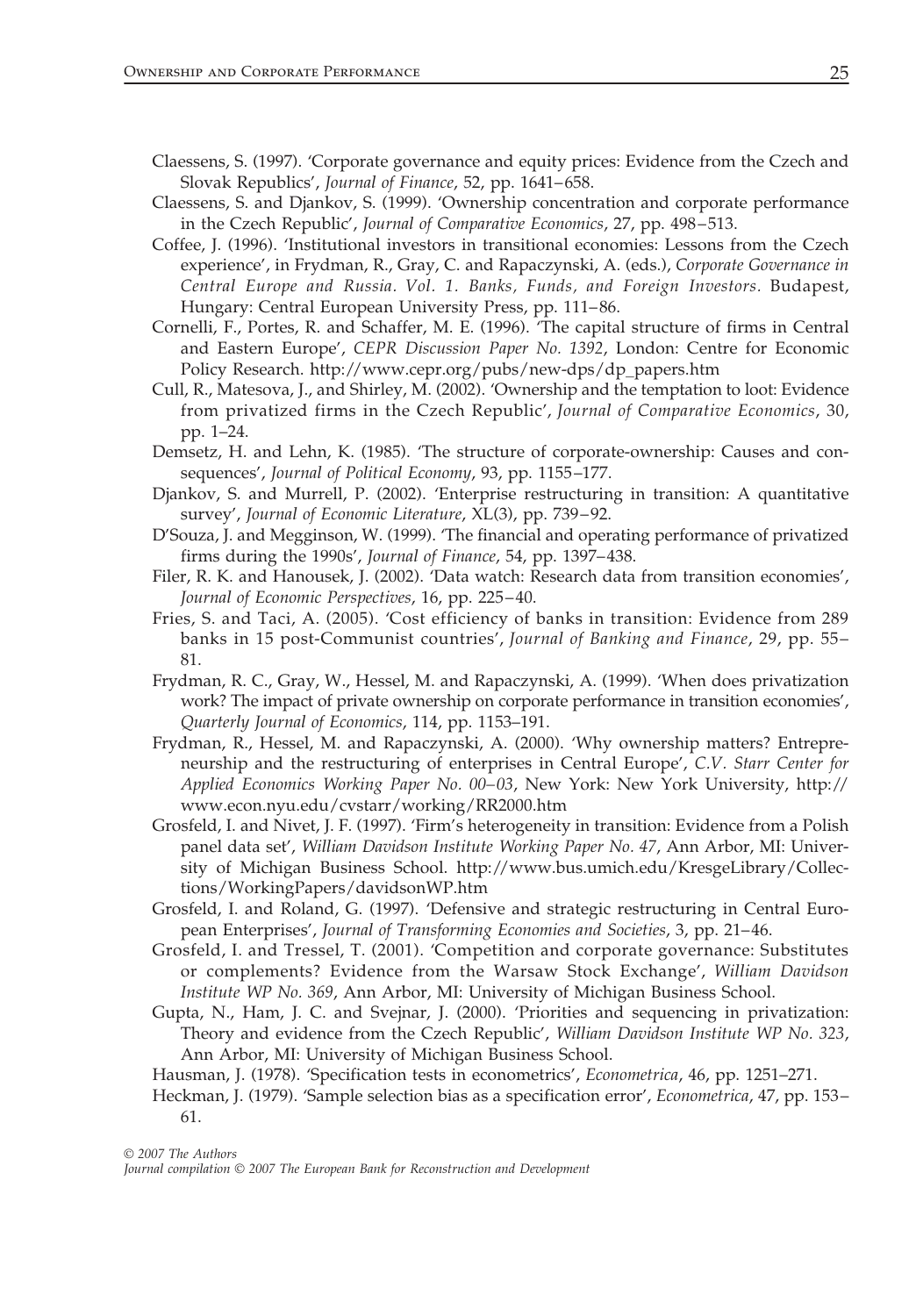Claessens, S. (1997). 'Corporate governance and equity prices: Evidence from the Czech and Slovak Republics', *Journal of Finance*, 52, pp. 1641–658.

Claessens, S. and Djankov, S. (1999). 'Ownership concentration and corporate performance in the Czech Republic', *Journal of Comparative Economics*, 27, pp. 498–513.

Coffee, J. (1996). 'Institutional investors in transitional economies: Lessons from the Czech experience', in Frydman, R., Gray, C. and Rapaczynski, A. (eds.), *Corporate Governance in Central Europe and Russia. Vol. 1. Banks, Funds, and Foreign Investors*. Budapest, Hungary: Central European University Press, pp. 111–86.

Cornelli, F., Portes, R. and Schaffer, M. E. (1996). 'The capital structure of firms in Central and Eastern Europe', *CEPR Discussion Paper No. 1392*, London: Centre for Economic Policy Research. http://www.cepr.org/pubs/new-dps/dp_papers.htm

Cull, R., Matesova, J., and Shirley, M. (2002). 'Ownership and the temptation to loot: Evidence from privatized firms in the Czech Republic', *Journal of Comparative Economics*, 30, pp. 1–24.

Demsetz, H. and Lehn, K. (1985). 'The structure of corporate-ownership: Causes and consequences', *Journal of Political Economy*, 93, pp. 1155–177.

Djankov, S. and Murrell, P. (2002). 'Enterprise restructuring in transition: A quantitative survey', *Journal of Economic Literature*, XL(3), pp. 739–92.

D'Souza, J. and Megginson, W. (1999). 'The financial and operating performance of privatized firms during the 1990s', *Journal of Finance*, 54, pp. 1397–438.

Filer, R. K. and Hanousek, J. (2002). 'Data watch: Research data from transition economies', *Journal of Economic Perspectives*, 16, pp. 225–40.

Fries, S. and Taci, A. (2005). 'Cost efficiency of banks in transition: Evidence from 289 banks in 15 post-Communist countries', *Journal of Banking and Finance*, 29, pp. 55–81.

Frydman, R. C., Gray, W., Hessel, M. and Rapaczynski, A. (1999). 'When does privatization work? The impact of private ownership on corporate performance in transition economies', *Quarterly Journal of Economics*, 114, pp. 1153–191.

Frydman, R., Hessel, M. and Rapaczynski, A. (2000). 'Why ownership matters? Entrepreneurship and the restructuring of enterprises in Central Europe', *C.V. Starr Center for Applied Economics Working Paper No. 00–03*, New York: New York University, http://www.econ.nyu.edu/cvstarr/working/RR2000.htm

Grosfeld, I. and Nivet, J. F. (1997). 'Firm's heterogeneity in transition: Evidence from a Polish panel data set', *William Davidson Institute Working Paper No. 47*, Ann Arbor, MI: University of Michigan Business School. http://www.bus.umich.edu/KresgeLibrary/Collections/WorkingPapers/davidsonWP.htm

Grosfeld, I. and Roland, G. (1997). 'Defensive and strategic restructuring in Central European Enterprises', *Journal of Transforming Economies and Societies*, 3, pp. 21–46.

Grosfeld, I. and Tressel, T. (2001). 'Competition and corporate governance: Substitutes or complements? Evidence from the Warsaw Stock Exchange', *William Davidson Institute WP No. 369*, Ann Arbor, MI: University of Michigan Business School.

Gupta, N., Ham, J. C. and Svejnar, J. (2000). 'Priorities and sequencing in privatization: Theory and evidence from the Czech Republic', *William Davidson Institute WP No. 323*, Ann Arbor, MI: University of Michigan Business School.

Hausman, J. (1978). 'Specification tests in econometrics', *Econometrica*, 46, pp. 1251–271.

Heckman, J. (1979). 'Sample selection bias as a specification error', *Econometrica*, 47, pp. 153–61.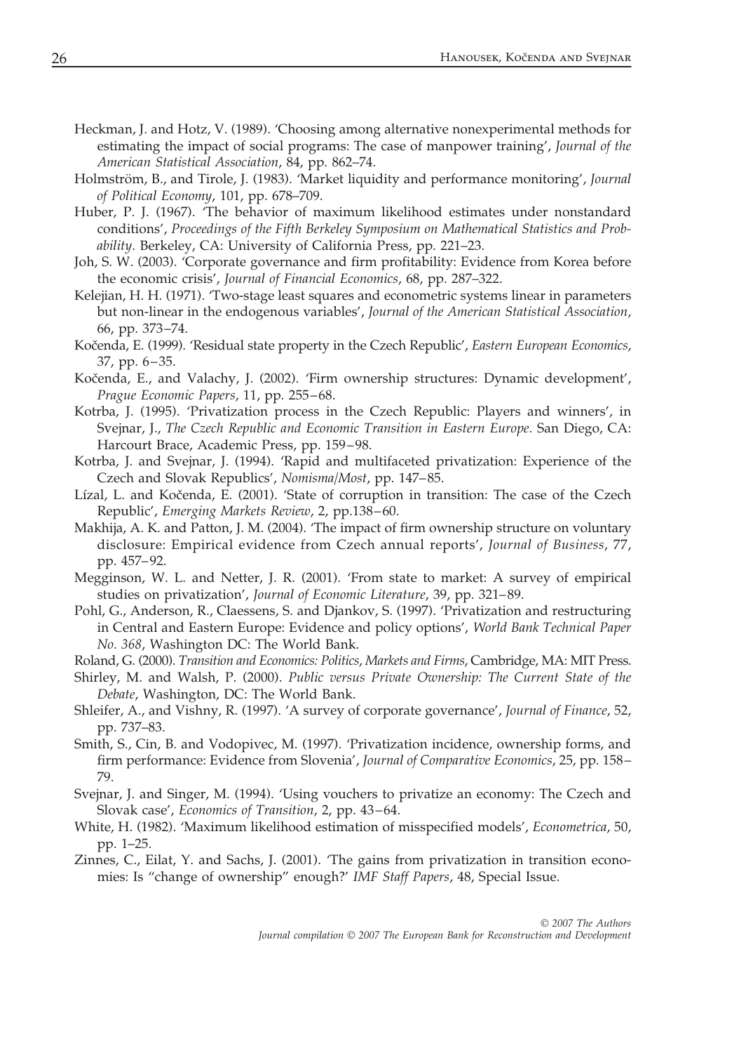Heckman, J. and Hotz, V. (1989). 'Choosing among alternative nonexperimental methods for estimating the impact of social programs: The case of manpower training', *Journal of the American Statistical Association*, 84, pp. 862–74.

Holmström, B., and Tirole, J. (1983). 'Market liquidity and performance monitoring', *Journal of Political Economy*, 101, pp. 678–709.

Huber, P. J. (1967). 'The behavior of maximum likelihood estimates under nonstandard conditions', *Proceedings of the Fifth Berkeley Symposium on Mathematical Statistics and Probability*. Berkeley, CA: University of California Press, pp. 221–23.

Joh, S. W. (2003). 'Corporate governance and firm profitability: Evidence from Korea before the economic crisis', *Journal of Financial Economics*, 68, pp. 287–322.

Kelejian, H. H. (1971). 'Two-stage least squares and econometric systems linear in parameters but non-linear in the endogenous variables', *Journal of the American Statistical Association*, 66, pp. 373–74.

Kočenda, E. (1999). 'Residual state property in the Czech Republic', *Eastern European Economics*, 37, pp. 6–35.

Kočenda, E., and Valachy, J. (2002). 'Firm ownership structures: Dynamic development', *Prague Economic Papers*, 11, pp. 255–68.

Kotrba, J. (1995). 'Privatization process in the Czech Republic: Players and winners', in Svejnar, J., *The Czech Republic and Economic Transition in Eastern Europe*. San Diego, CA: Harcourt Brace, Academic Press, pp. 159–98.

Kotrba, J. and Svejnar, J. (1994). 'Rapid and multifaceted privatization: Experience of the Czech and Slovak Republics', *Nomisma/Most*, pp. 147–85.

Lízal, L. and Kočenda, E. (2001). 'State of corruption in transition: The case of the Czech Republic', *Emerging Markets Review*, 2, pp.138–60.

Makhija, A. K. and Patton, J. M. (2004). 'The impact of firm ownership structure on voluntary disclosure: Empirical evidence from Czech annual reports', *Journal of Business*, 77, pp. 457–92.

Megginson, W. L. and Netter, J. R. (2001). 'From state to market: A survey of empirical studies on privatization', *Journal of Economic Literature*, 39, pp. 321–89.

Pohl, G., Anderson, R., Claessens, S. and Djankov, S. (1997). 'Privatization and restructuring in Central and Eastern Europe: Evidence and policy options', *World Bank Technical Paper No. 368*, Washington DC: The World Bank.

Roland, G. (2000). *Transition and Economics: Politics, Markets and Firms*, Cambridge, MA: MIT Press.

Shirley, M. and Walsh, P. (2000). *Public versus Private Ownership: The Current State of the Debate*, Washington, DC: The World Bank.

Shleifer, A., and Vishny, R. (1997). 'A survey of corporate governance', *Journal of Finance*, 52, pp. 737–83.

Smith, S., Cin, B. and Vodopivec, M. (1997). 'Privatization incidence, ownership forms, and firm performance: Evidence from Slovenia', *Journal of Comparative Economics*, 25, pp. 158–79.

Svejnar, J. and Singer, M. (1994). 'Using vouchers to privatize an economy: The Czech and Slovak case', *Economics of Transition*, 2, pp. 43–64.

White, H. (1982). 'Maximum likelihood estimation of misspecified models', *Econometrica*, 50, pp. 1–25.

Zinnes, C., Eilat, Y. and Sachs, J. (2001). 'The gains from privatization in transition economies: Is "change of ownership" enough?' *IMF Staff Papers*, 48, Special Issue.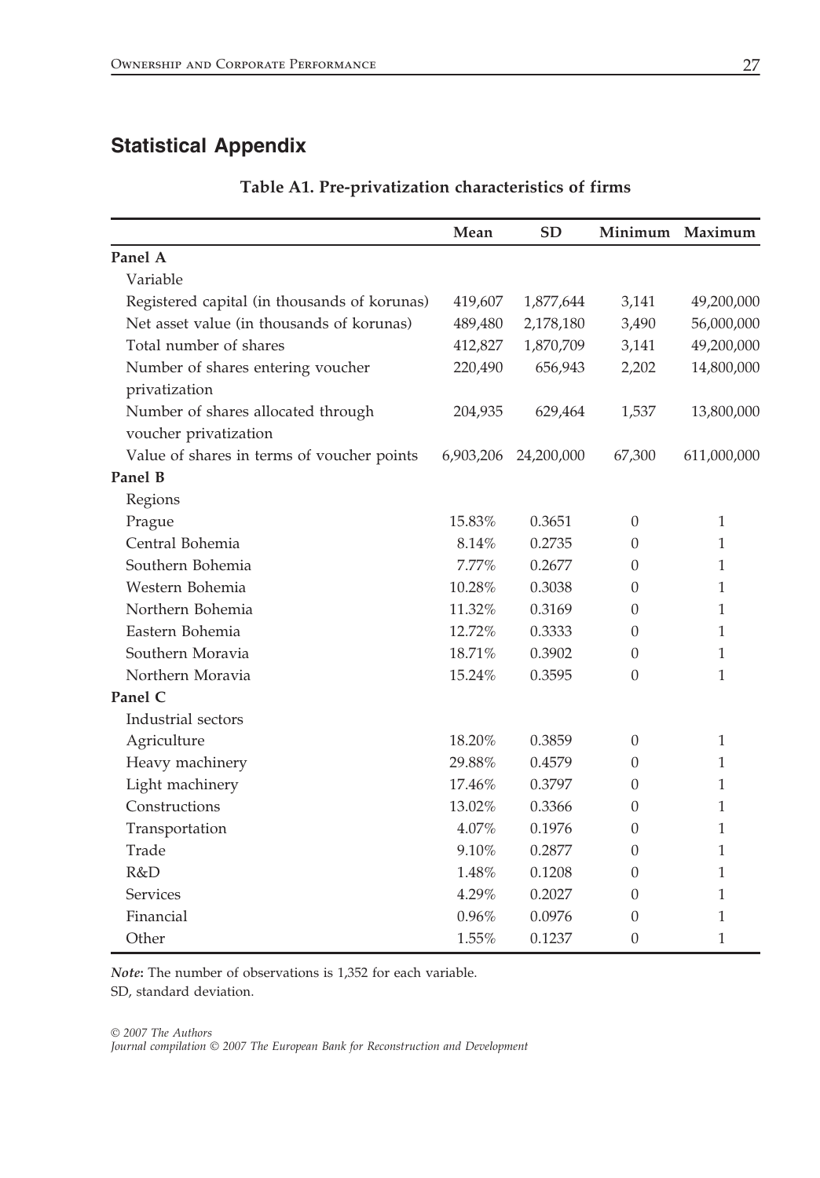## Statistical Appendix

**Table A1. Pre-privatization characteristics of firms**

| | Mean | SD | Minimum | Maximum |
|---|---|---|---|---|
| **Panel A** | | | | |
| Variable | | | | |
| Registered capital (in thousands of korunas) | 419,607 | 1,877,644 | 3,141 | 49,200,000 |
| Net asset value (in thousands of korunas) | 489,480 | 2,178,180 | 3,490 | 56,000,000 |
| Total number of shares | 412,827 | 1,870,709 | 3,141 | 49,200,000 |
| Number of shares entering voucher privatization | 220,490 | 656,943 | 2,202 | 14,800,000 |
| Number of shares allocated through voucher privatization | 204,935 | 629,464 | 1,537 | 13,800,000 |
| Value of shares in terms of voucher points | 6,903,206 | 24,200,000 | 67,300 | 611,000,000 |
| **Panel B** | | | | |
| Regions | | | | |
| Prague | 15.83% | 0.3651 | 0 | 1 |
| Central Bohemia | 8.14% | 0.2735 | 0 | 1 |
| Southern Bohemia | 7.77% | 0.2677 | 0 | 1 |
| Western Bohemia | 10.28% | 0.3038 | 0 | 1 |
| Northern Bohemia | 11.32% | 0.3169 | 0 | 1 |
| Eastern Bohemia | 12.72% | 0.3333 | 0 | 1 |
| Southern Moravia | 18.71% | 0.3902 | 0 | 1 |
| Northern Moravia | 15.24% | 0.3595 | 0 | 1 |
| **Panel C** | | | | |
| Industrial sectors | | | | |
| Agriculture | 18.20% | 0.3859 | 0 | 1 |
| Heavy machinery | 29.88% | 0.4579 | 0 | 1 |
| Light machinery | 17.46% | 0.3797 | 0 | 1 |
| Constructions | 13.02% | 0.3366 | 0 | 1 |
| Transportation | 4.07% | 0.1976 | 0 | 1 |
| Trade | 9.10% | 0.2877 | 0 | 1 |
| R&D | 1.48% | 0.1208 | 0 | 1 |
| Services | 4.29% | 0.2027 | 0 | 1 |
| Financial | 0.96% | 0.0976 | 0 | 1 |
| Other | 1.55% | 0.1237 | 0 | 1 |

***Note*:** The number of observations is 1,352 for each variable.
SD, standard deviation.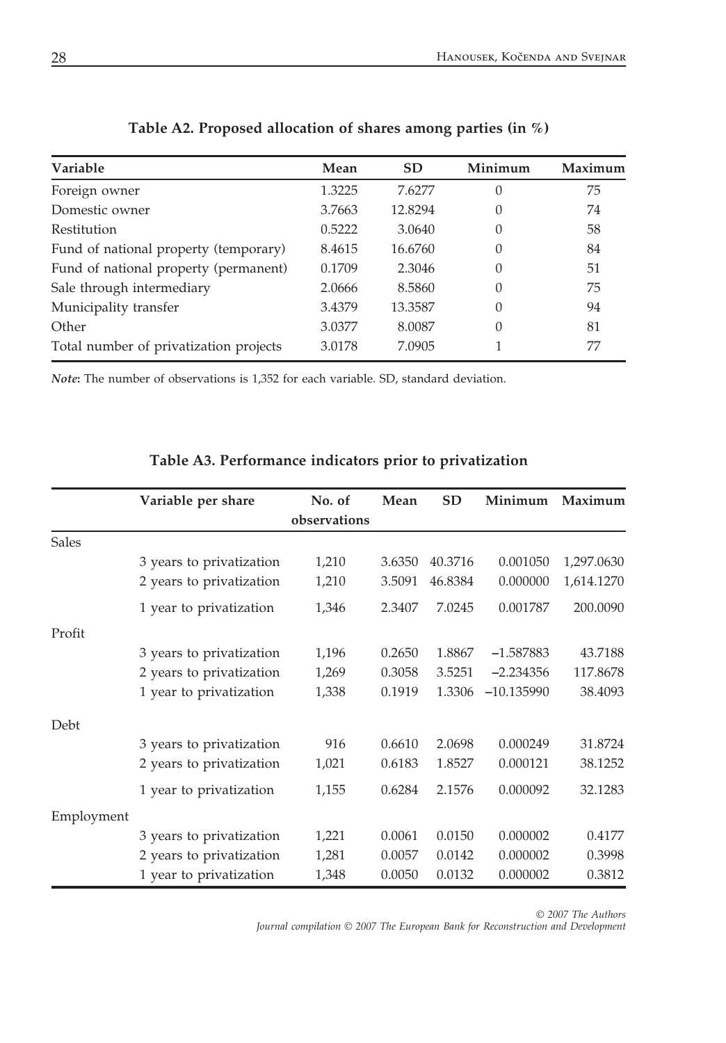**Table A2. Proposed allocation of shares among parties (in %)**

| Variable | Mean | SD | Minimum | Maximum |
|---|---|---|---|---|
| Foreign owner | 1.3225 | 7.6277 | 0 | 75 |
| Domestic owner | 3.7663 | 12.8294 | 0 | 74 |
| Restitution | 0.5222 | 3.0640 | 0 | 58 |
| Fund of national property (temporary) | 8.4615 | 16.6760 | 0 | 84 |
| Fund of national property (permanent) | 0.1709 | 2.3046 | 0 | 51 |
| Sale through intermediary | 2.0666 | 8.5860 | 0 | 75 |
| Municipality transfer | 3.4379 | 13.3587 | 0 | 94 |
| Other | 3.0377 | 8.0087 | 0 | 81 |
| Total number of privatization projects | 3.0178 | 7.0905 | 1 | 77 |

***Note*:** The number of observations is 1,352 for each variable. SD, standard deviation.

**Table A3. Performance indicators prior to privatization**

| | Variable per share | No. of observations | Mean | SD | Minimum | Maximum |
|---|---|---|---|---|---|---|
| Sales | | | | | | |
| | 3 years to privatization | 1,210 | 3.6350 | 40.3716 | 0.001050 | 1,297.0630 |
| | 2 years to privatization | 1,210 | 3.5091 | 46.8384 | 0.000000 | 1,614.1270 |
| | 1 year to privatization | 1,346 | 2.3407 | 7.0245 | 0.001787 | 200.0090 |
| Profit | | | | | | |
| | 3 years to privatization | 1,196 | 0.2650 | 1.8867 | −1.587883 | 43.7188 |
| | 2 years to privatization | 1,269 | 0.3058 | 3.5251 | −2.234356 | 117.8678 |
| | 1 year to privatization | 1,338 | 0.1919 | 1.3306 | −10.135990 | 38.4093 |
| Debt | | | | | | |
| | 3 years to privatization | 916 | 0.6610 | 2.0698 | 0.000249 | 31.8724 |
| | 2 years to privatization | 1,021 | 0.6183 | 1.8527 | 0.000121 | 38.1252 |
| | 1 year to privatization | 1,155 | 0.6284 | 2.1576 | 0.000092 | 32.1283 |
| Employment | | | | | | |
| | 3 years to privatization | 1,221 | 0.0061 | 0.0150 | 0.000002 | 0.4177 |
| | 2 years to privatization | 1,281 | 0.0057 | 0.0142 | 0.000002 | 0.3998 |
| | 1 year to privatization | 1,348 | 0.0050 | 0.0132 | 0.000002 | 0.3812 |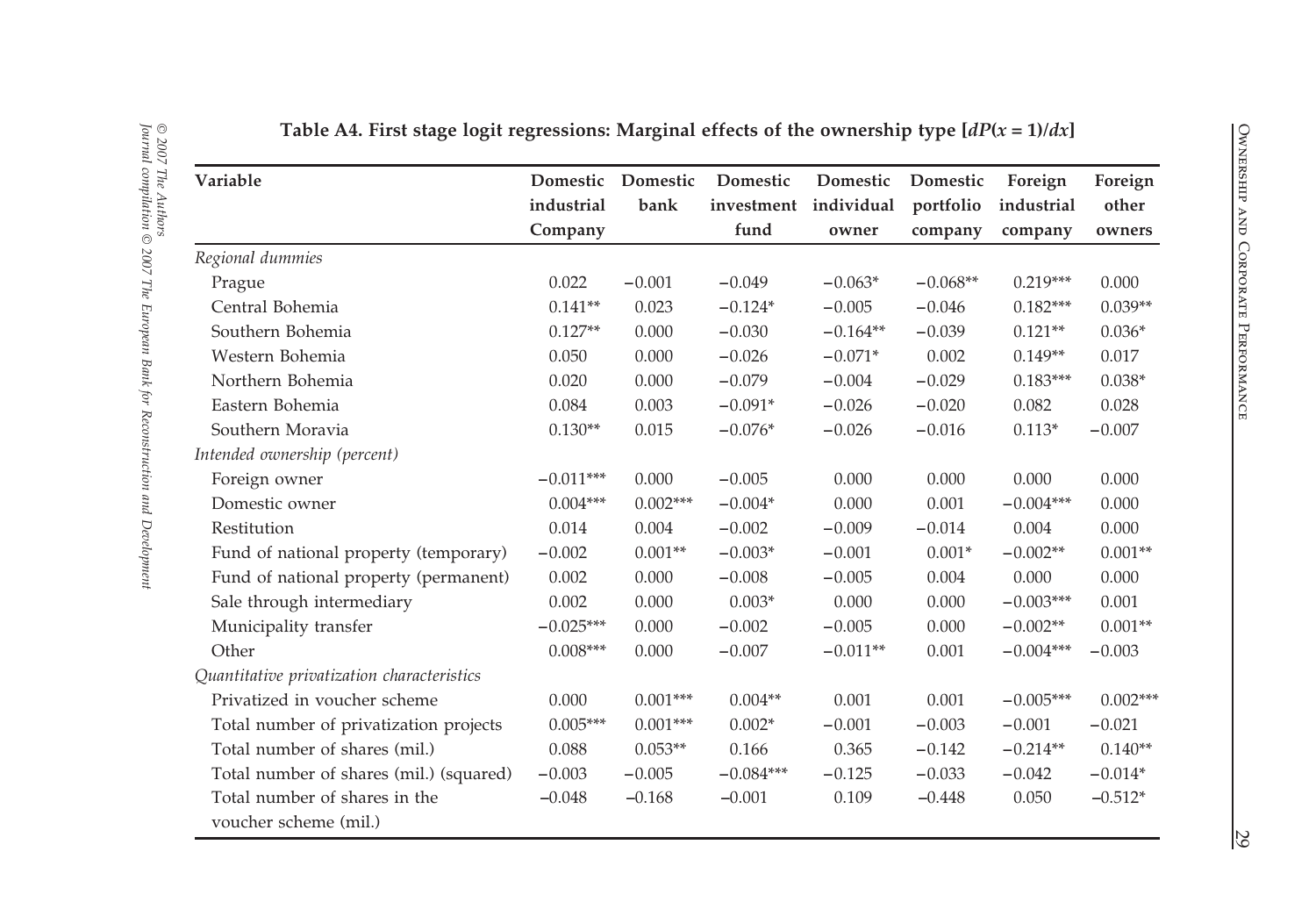**Table A4. First stage logit regressions: Marginal effects of the ownership type [$dP(x = 1)/dx$]**

| Variable | Domestic industrial Company | Domestic bank | Domestic investment fund | Domestic individual owner | Domestic portfolio company | Foreign industrial company | Foreign other owners |
|---|---|---|---|---|---|---|---|
| *Regional dummies* | | | | | | | |
| Prague | 0.022 | −0.001 | −0.049 | −0.063* | −0.068** | 0.219*** | 0.000 |
| Central Bohemia | 0.141** | 0.023 | −0.124* | −0.005 | −0.046 | 0.182*** | 0.039** |
| Southern Bohemia | 0.127** | 0.000 | −0.030 | −0.164** | −0.039 | 0.121** | 0.036* |
| Western Bohemia | 0.050 | 0.000 | −0.026 | −0.071* | 0.002 | 0.149** | 0.017 |
| Northern Bohemia | 0.020 | 0.000 | −0.079 | −0.004 | −0.029 | 0.183*** | 0.038* |
| Eastern Bohemia | 0.084 | 0.003 | −0.091* | −0.026 | −0.020 | 0.082 | 0.028 |
| Southern Moravia | 0.130** | 0.015 | −0.076* | −0.026 | −0.016 | 0.113* | −0.007 |
| *Intended ownership (percent)* | | | | | | | |
| Foreign owner | −0.011*** | 0.000 | −0.005 | 0.000 | 0.000 | 0.000 | 0.000 |
| Domestic owner | 0.004*** | 0.002*** | −0.004* | 0.000 | 0.001 | −0.004*** | 0.000 |
| Restitution | 0.014 | 0.004 | −0.002 | −0.009 | −0.014 | 0.004 | 0.000 |
| Fund of national property (temporary) | −0.002 | 0.001** | −0.003* | −0.001 | 0.001* | −0.002** | 0.001** |
| Fund of national property (permanent) | 0.002 | 0.000 | −0.008 | −0.005 | 0.004 | 0.000 | 0.000 |
| Sale through intermediary | 0.002 | 0.000 | 0.003* | 0.000 | 0.000 | −0.003*** | 0.001 |
| Municipality transfer | −0.025*** | 0.000 | −0.002 | −0.005 | 0.000 | −0.002** | 0.001** |
| Other | 0.008*** | 0.000 | −0.007 | −0.011** | 0.001 | −0.004*** | −0.003 |
| *Quantitative privatization characteristics* | | | | | | | |
| Privatized in voucher scheme | 0.000 | 0.001*** | 0.004** | 0.001 | 0.001 | −0.005*** | 0.002*** |
| Total number of privatization projects | 0.005*** | 0.001*** | 0.002* | −0.001 | −0.003 | −0.001 | −0.021 |
| Total number of shares (mil.) | 0.088 | 0.053** | 0.166 | 0.365 | −0.142 | −0.214** | 0.140** |
| Total number of shares (mil.) (squared) | −0.003 | −0.005 | −0.084*** | −0.125 | −0.033 | −0.042 | −0.014* |
| Total number of shares in the voucher scheme (mil.) | −0.048 | −0.168 | −0.001 | 0.109 | −0.448 | 0.050 | −0.512* |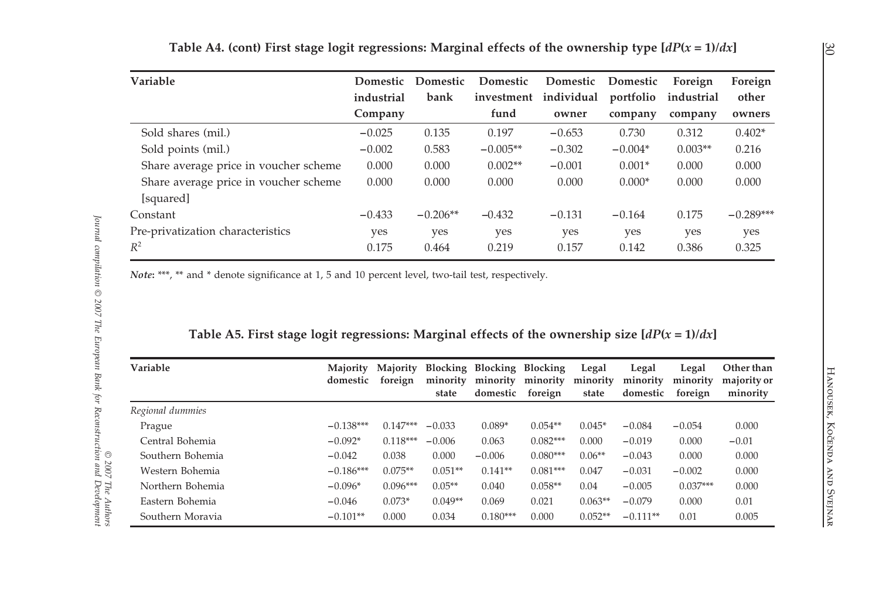**Table A4. (cont) First stage logit regressions: Marginal effects of the ownership type [$dP(x = 1)/dx$]**

| Variable | Domestic industrial Company | Domestic bank | Domestic investment fund | Domestic individual owner | Domestic portfolio company | Foreign industrial company | Foreign other owners |
|---|---|---|---|---|---|---|---|
| Sold shares (mil.) | −0.025 | 0.135 | 0.197 | −0.653 | 0.730 | 0.312 | 0.402* |
| Sold points (mil.) | −0.002 | 0.583 | −0.005** | −0.302 | −0.004* | 0.003** | 0.216 |
| Share average price in voucher scheme | 0.000 | 0.000 | 0.002** | −0.001 | 0.001* | 0.000 | 0.000 |
| Share average price in voucher scheme [squared] | 0.000 | 0.000 | 0.000 | 0.000 | 0.000* | 0.000 | 0.000 |
| Constant | −0.433 | −0.206** | −0.432 | −0.131 | −0.164 | 0.175 | −0.289*** |
| Pre-privatization characteristics | yes | yes | yes | yes | yes | yes | yes |
| $R^2$ | 0.175 | 0.464 | 0.219 | 0.157 | 0.142 | 0.386 | 0.325 |

***Note*:** ***, ** and * denote significance at 1, 5 and 10 percent level, two-tail test, respectively.

**Table A5. First stage logit regressions: Marginal effects of the ownership size [$dP(x = 1)/dx$]**

| Variable | Majority domestic | Majority foreign | Blocking minority state | Blocking minority domestic | Blocking minority foreign | Legal minority state | Legal minority domestic | Legal minority foreign | Other than majority or minority |
|---|---|---|---|---|---|---|---|---|---|
| *Regional dummies* | | | | | | | | | |
| Prague | −0.138*** | 0.147*** | −0.033 | 0.089* | 0.054** | 0.045* | −0.084 | −0.054 | 0.000 |
| Central Bohemia | −0.092* | 0.118*** | −0.006 | 0.063 | 0.082*** | 0.000 | −0.019 | 0.000 | −0.01 |
| Southern Bohemia | −0.042 | 0.038 | 0.000 | −0.006 | 0.080*** | 0.06** | −0.043 | 0.000 | 0.000 |
| Western Bohemia | −0.186*** | 0.075** | 0.051** | 0.141** | 0.081*** | 0.047 | −0.031 | −0.002 | 0.000 |
| Northern Bohemia | −0.096* | 0.096*** | 0.05** | 0.040 | 0.058** | 0.04 | −0.005 | 0.037*** | 0.000 |
| Eastern Bohemia | −0.046 | 0.073* | 0.049** | 0.069 | 0.021 | 0.063** | −0.079 | 0.000 | 0.01 |
| Southern Moravia | −0.101** | 0.000 | 0.034 | 0.180*** | 0.000 | 0.052** | −0.111** | 0.01 | 0.005 |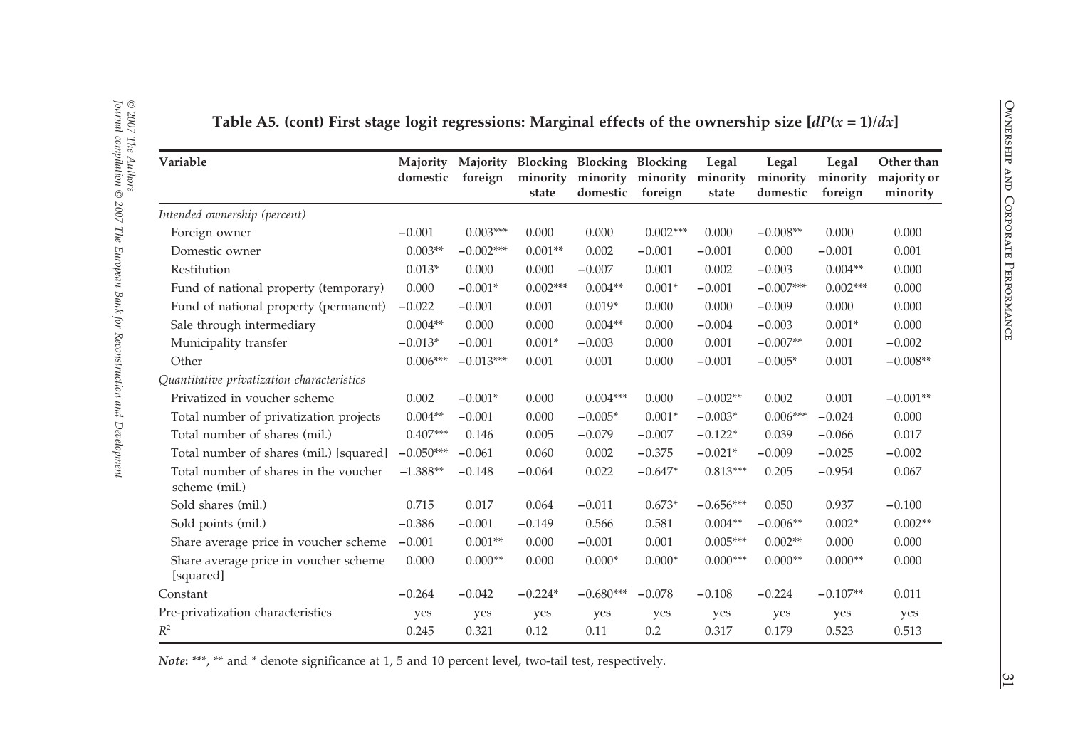## Table A5. (cont) First stage logit regressions: Marginal effects of the ownership size [$dP(x = 1)/dx$]

| Variable | Majority domestic | Majority foreign | Blocking minority state | Blocking minority domestic | Blocking minority foreign | Legal minority state | Legal minority domestic | Legal minority foreign | Other than majority or minority |
|---|---|---|---|---|---|---|---|---|---|
| *Intended ownership (percent)* | | | | | | | | | |
| Foreign owner | −0.001 | 0.003*** | 0.000 | 0.000 | 0.002*** | 0.000 | −0.008** | 0.000 | 0.000 |
| Domestic owner | 0.003** | −0.002*** | 0.001** | 0.002 | −0.001 | −0.001 | 0.000 | −0.001 | 0.001 |
| Restitution | 0.013* | 0.000 | 0.000 | −0.007 | 0.001 | 0.002 | −0.003 | 0.004** | 0.000 |
| Fund of national property (temporary) | 0.000 | −0.001* | 0.002*** | 0.004** | 0.001* | −0.001 | −0.007*** | 0.002*** | 0.000 |
| Fund of national property (permanent) | −0.022 | −0.001 | 0.001 | 0.019* | 0.000 | 0.000 | −0.009 | 0.000 | 0.000 |
| Sale through intermediary | 0.004** | 0.000 | 0.000 | 0.004** | 0.000 | −0.004 | −0.003 | 0.001* | 0.000 |
| Municipality transfer | −0.013* | −0.001 | 0.001* | −0.003 | 0.000 | 0.001 | −0.007** | 0.001 | −0.002 |
| Other | 0.006*** | −0.013*** | 0.001 | 0.001 | 0.000 | −0.001 | −0.005* | 0.001 | −0.008** |
| *Quantitative privatization characteristics* | | | | | | | | | |
| Privatized in voucher scheme | 0.002 | −0.001* | 0.000 | 0.004*** | 0.000 | −0.002** | 0.002 | 0.001 | −0.001** |
| Total number of privatization projects | 0.004** | −0.001 | 0.000 | −0.005* | 0.001* | −0.003* | 0.006*** | −0.024 | 0.000 |
| Total number of shares (mil.) | 0.407*** | 0.146 | 0.005 | −0.079 | −0.007 | −0.122* | 0.039 | −0.066 | 0.017 |
| Total number of shares (mil.) [squared] | −0.050*** | −0.061 | 0.060 | 0.002 | −0.375 | −0.021* | −0.009 | −0.025 | −0.002 |
| Total number of shares in the voucher scheme (mil.) | −1.388** | −0.148 | −0.064 | 0.022 | −0.647* | 0.813*** | 0.205 | −0.954 | 0.067 |
| Sold shares (mil.) | 0.715 | 0.017 | 0.064 | −0.011 | 0.673* | −0.656*** | 0.050 | 0.937 | −0.100 |
| Sold points (mil.) | −0.386 | −0.001 | −0.149 | 0.566 | 0.581 | 0.004** | −0.006** | 0.002* | 0.002** |
| Share average price in voucher scheme | −0.001 | 0.001** | 0.000 | −0.001 | 0.001 | 0.005*** | 0.002** | 0.000 | 0.000 |
| Share average price in voucher scheme [squared] | 0.000 | 0.000** | 0.000 | 0.000* | 0.000* | 0.000*** | 0.000** | 0.000** | 0.000 |
| Constant | −0.264 | −0.042 | −0.224* | −0.680*** | −0.078 | −0.108 | −0.224 | −0.107** | 0.011 |
| Pre-privatization characteristics | yes | yes | yes | yes | yes | yes | yes | yes | yes |
| $R^2$ | 0.245 | 0.321 | 0.12 | 0.11 | 0.2 | 0.317 | 0.179 | 0.523 | 0.513 |

***Note*:** ***, ** and * denote significance at 1, 5 and 10 percent level, two-tail test, respectively.